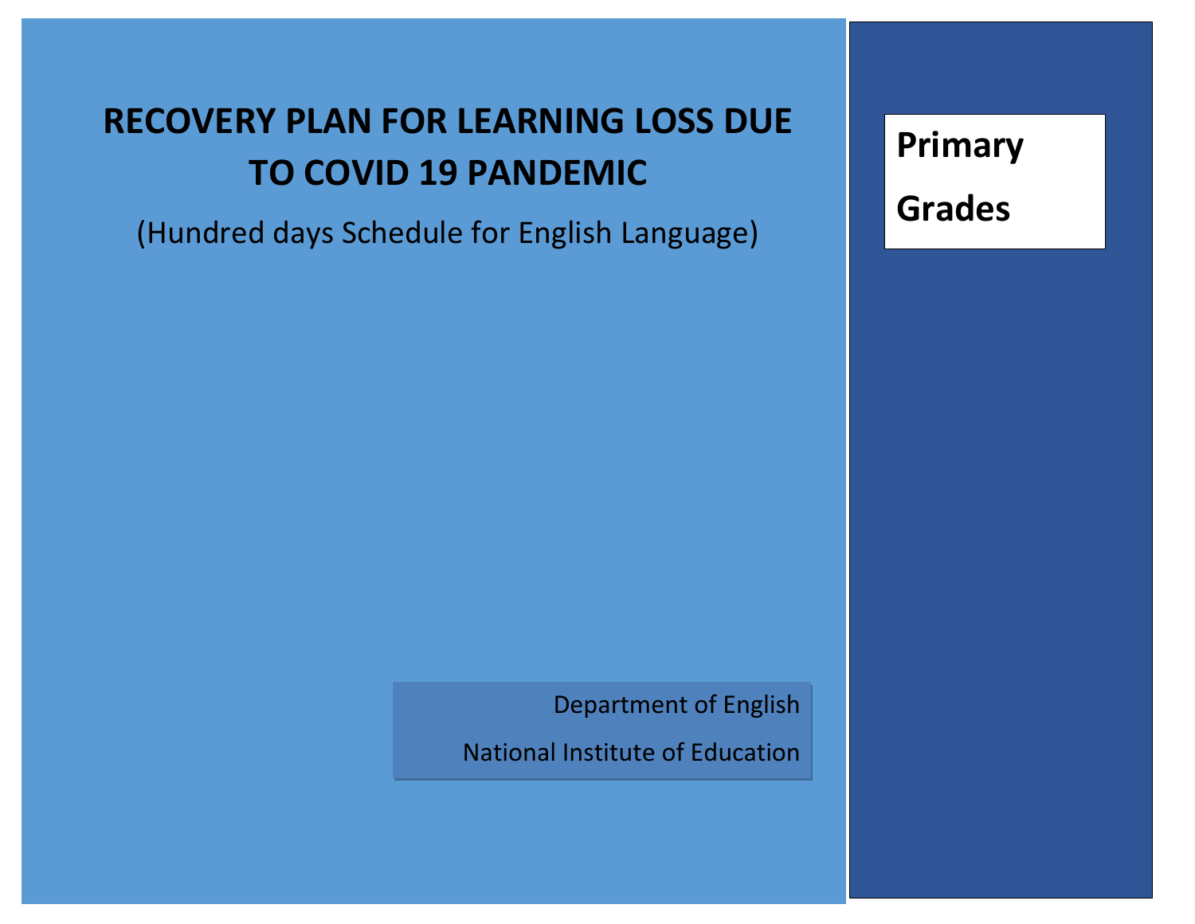# RECOVERY PLAN FOR LEARNING LOSS DUE TO COVID 19 PANDEMIC

(Hundred days Schedule for English Language)

**Primary Grades**

Department of English

National Institute of Education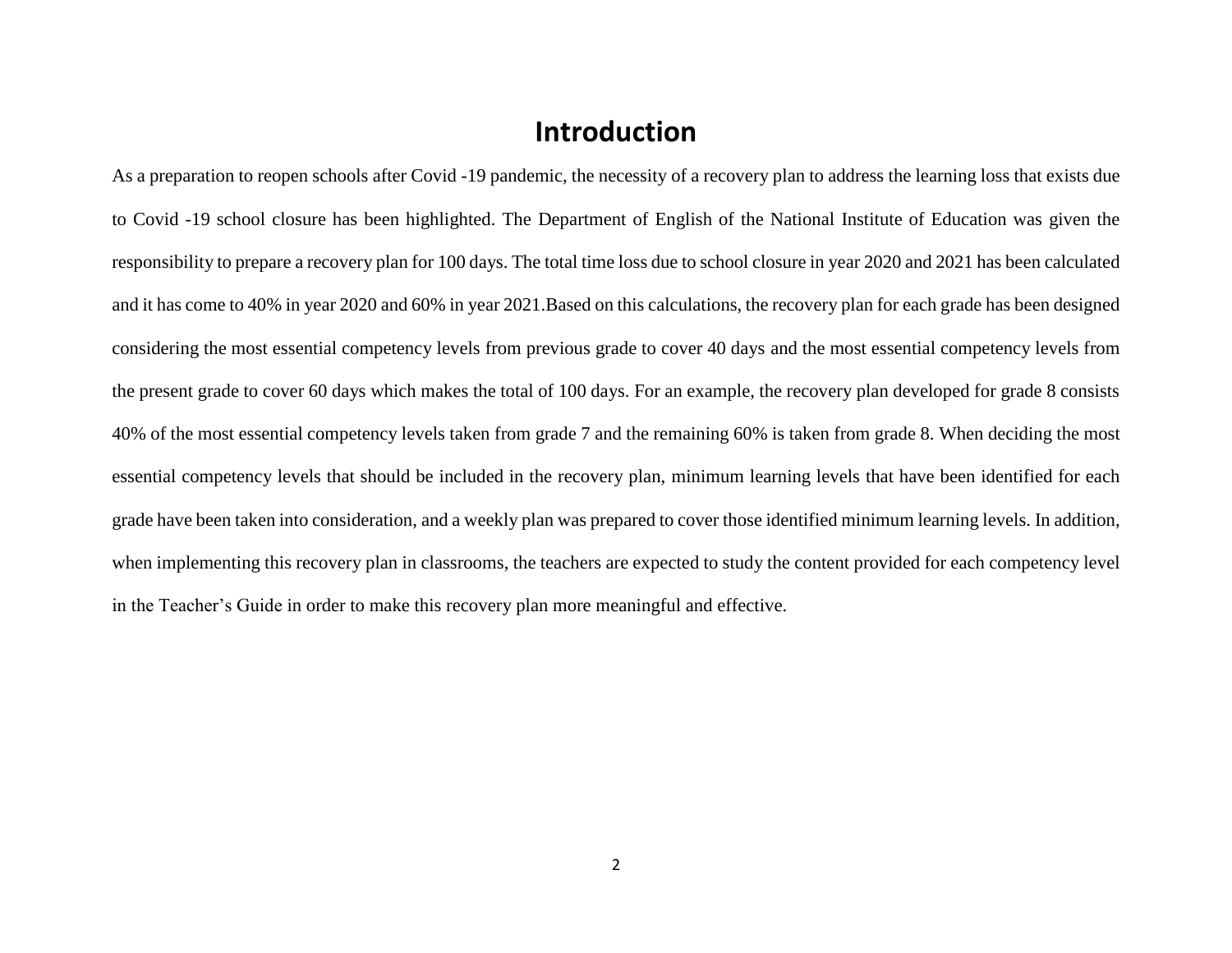# Introduction

As a preparation to reopen schools after Covid -19 pandemic, the necessity of a recovery plan to address the learning loss that exists due to Covid -19 school closure has been highlighted. The Department of English of the National Institute of Education was given the responsibility to prepare a recovery plan for 100 days. The total time loss due to school closure in year 2020 and 2021 has been calculated and it has come to 40% in year 2020 and 60% in year 2021.Based on this calculations, the recovery plan for each grade has been designed considering the most essential competency levels from previous grade to cover 40 days and the most essential competency levels from the present grade to cover 60 days which makes the total of 100 days. For an example, the recovery plan developed for grade 8 consists 40% of the most essential competency levels taken from grade 7 and the remaining 60% is taken from grade 8. When deciding the most essential competency levels that should be included in the recovery plan, minimum learning levels that have been identified for each grade have been taken into consideration, and a weekly plan was prepared to cover those identified minimum learning levels. In addition, when implementing this recovery plan in classrooms, the teachers are expected to study the content provided for each competency level in the Teacher's Guide in order to make this recovery plan more meaningful and effective.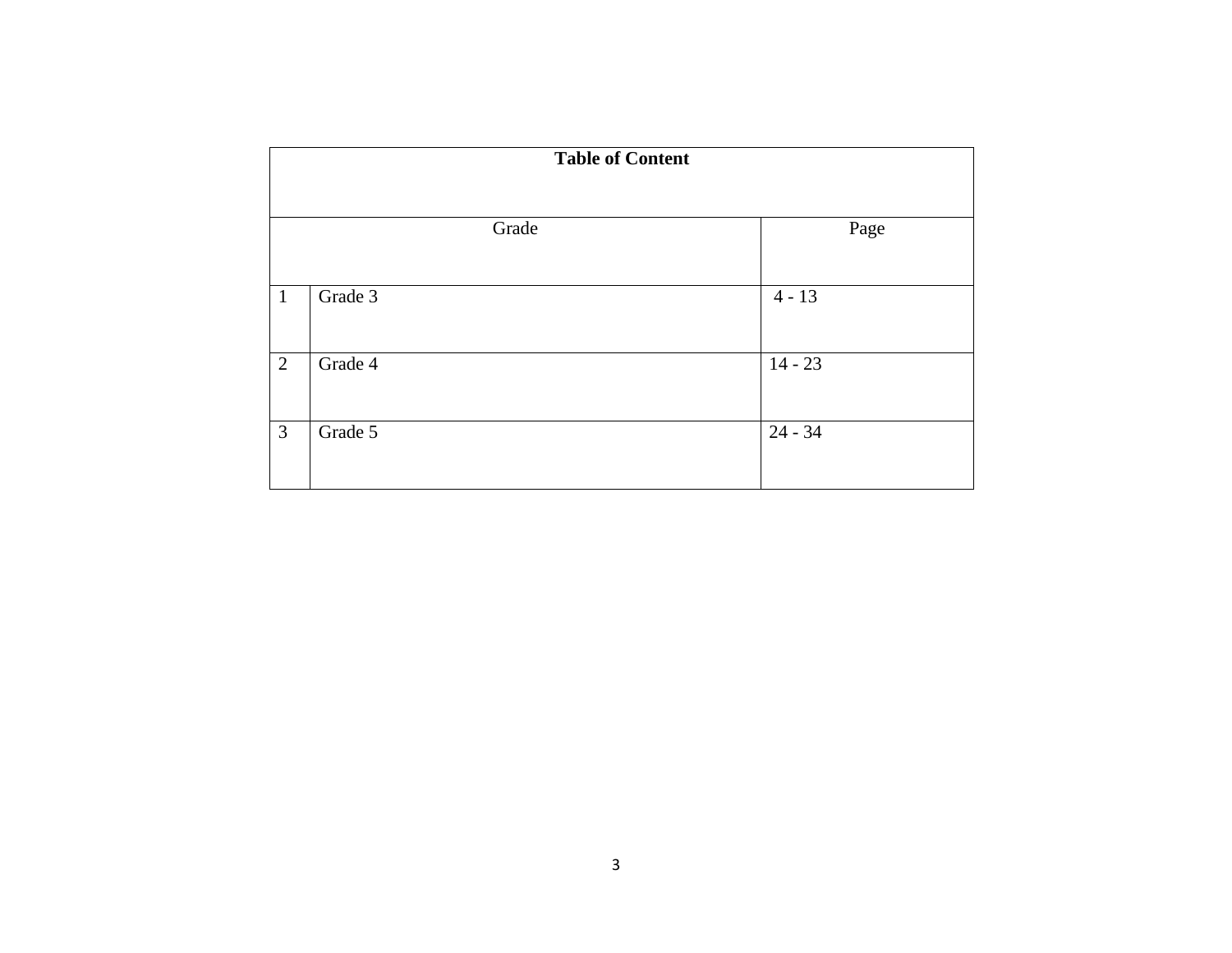| Table of Content | | |
|---|---|---|
| Grade | | Page |
| 1 | Grade 3 | 4 - 13 |
| 2 | Grade 4 | 14 - 23 |
| 3 | Grade 5 | 24 - 34 |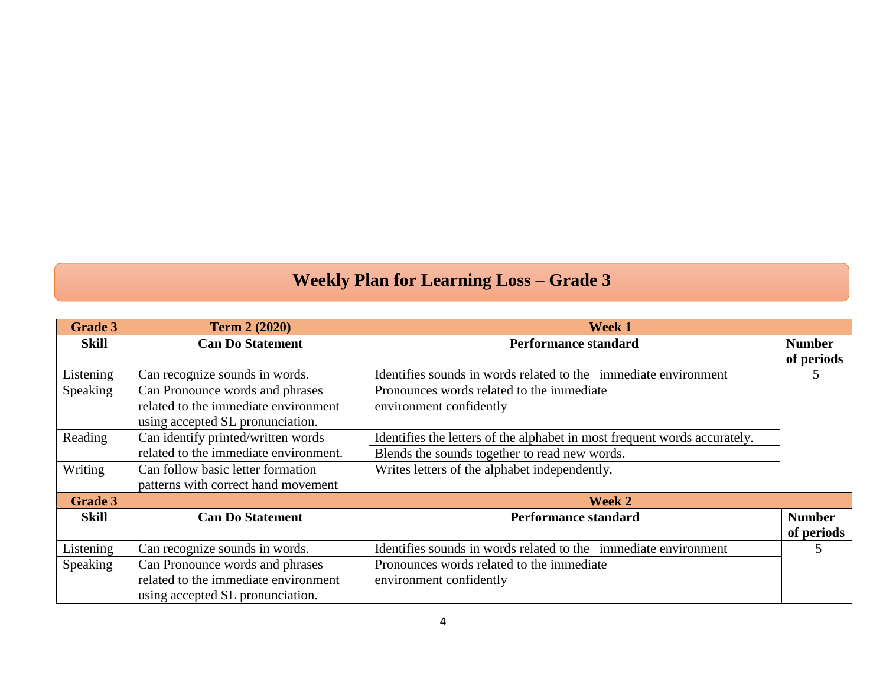# Weekly Plan for Learning Loss – Grade 3

| Grade 3 | Term 2 (2020) | Week 1 | |
|---|---|---|---|
| **Skill** | **Can Do Statement** | **Performance standard** | **Number of periods** |
| Listening | Can recognize sounds in words. | Identifies sounds in words related to the immediate environment | 5 |
| Speaking | Can Pronounce words and phrases related to the immediate environment using accepted SL pronunciation. | Pronounces words related to the immediate environment confidently | |
| Reading | Can identify printed/written words related to the immediate environment. | Identifies the letters of the alphabet in most frequent words accurately. | |
| | | Blends the sounds together to read new words. | |
| Writing | Can follow basic letter formation patterns with correct hand movement | Writes letters of the alphabet independently. | |
| **Grade 3** | | **Week 2** | |
| **Skill** | **Can Do Statement** | **Performance standard** | **Number of periods** |
| Listening | Can recognize sounds in words. | Identifies sounds in words related to the immediate environment | 5 |
| Speaking | Can Pronounce words and phrases related to the immediate environment using accepted SL pronunciation. | Pronounces words related to the immediate environment confidently | |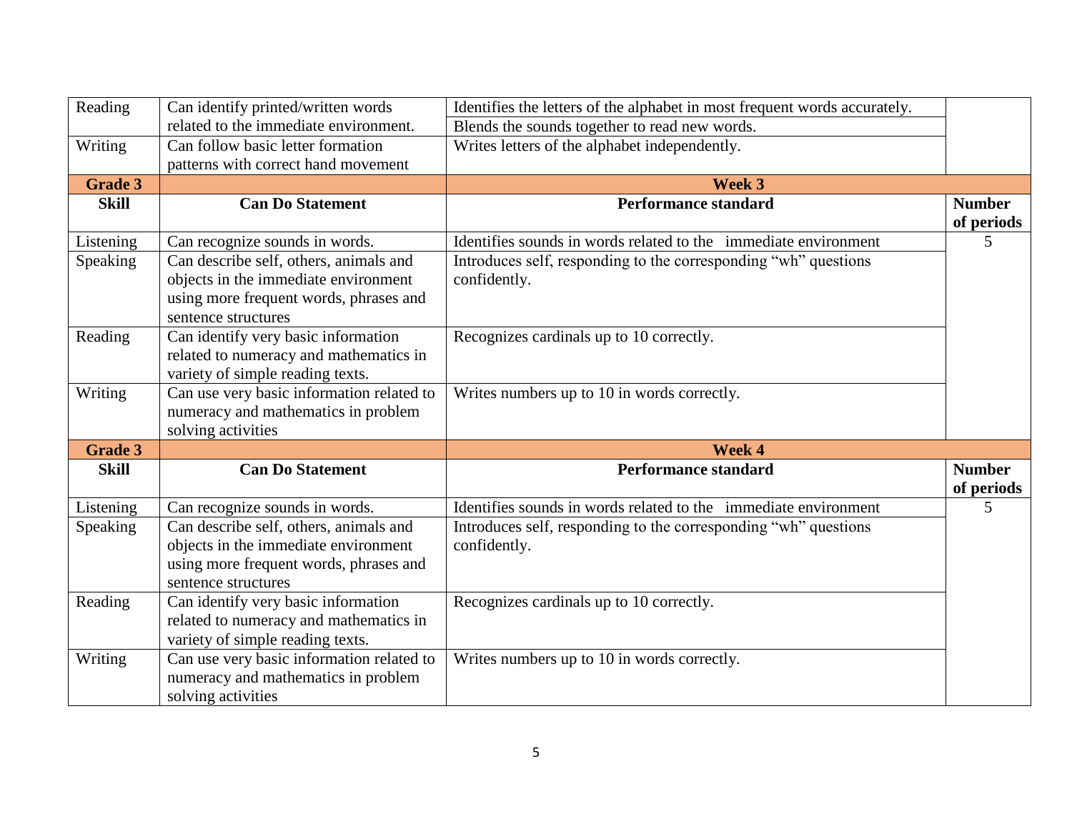| Reading | Can identify printed/written words related to the immediate environment. | Identifies the letters of the alphabet in most frequent words accurately. | |
|---|---|---|---|
| | | Blends the sounds together to read new words. | |
| Writing | Can follow basic letter formation patterns with correct hand movement | Writes letters of the alphabet independently. | |
| **Grade 3** | | **Week 3** | |
| **Skill** | **Can Do Statement** | **Performance standard** | **Number of periods** |
| Listening | Can recognize sounds in words. | Identifies sounds in words related to the immediate environment | 5 |
| Speaking | Can describe self, others, animals and objects in the immediate environment using more frequent words, phrases and sentence structures | Introduces self, responding to the corresponding "wh" questions confidently. | |
| Reading | Can identify very basic information related to numeracy and mathematics in variety of simple reading texts. | Recognizes cardinals up to 10 correctly. | |
| Writing | Can use very basic information related to numeracy and mathematics in problem solving activities | Writes numbers up to 10 in words correctly. | |
| **Grade 3** | | **Week 4** | |
| **Skill** | **Can Do Statement** | **Performance standard** | **Number of periods** |
| Listening | Can recognize sounds in words. | Identifies sounds in words related to the immediate environment | 5 |
| Speaking | Can describe self, others, animals and objects in the immediate environment using more frequent words, phrases and sentence structures | Introduces self, responding to the corresponding "wh" questions confidently. | |
| Reading | Can identify very basic information related to numeracy and mathematics in variety of simple reading texts. | Recognizes cardinals up to 10 correctly. | |
| Writing | Can use very basic information related to numeracy and mathematics in problem solving activities | Writes numbers up to 10 in words correctly. | |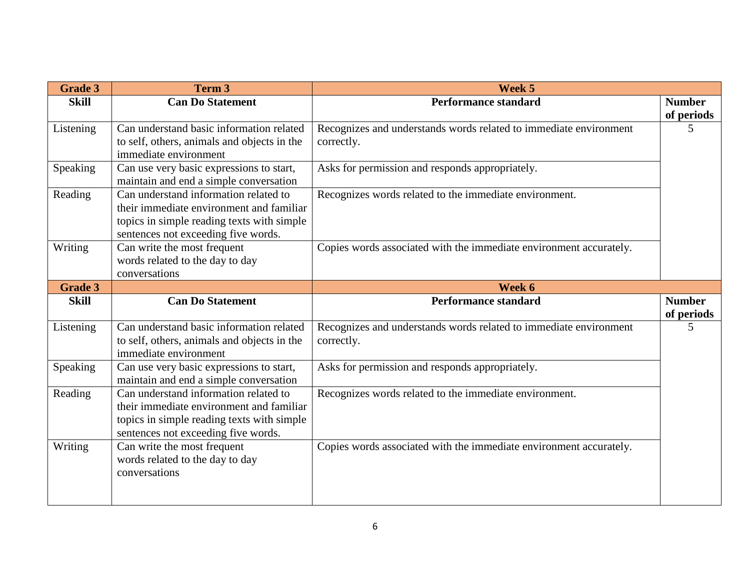| Grade 3 | Term 3 | Week 5 | |
|---|---|---|---|
| **Skill** | **Can Do Statement** | **Performance standard** | **Number of periods** |
| Listening | Can understand basic information related to self, others, animals and objects in the immediate environment | Recognizes and understands words related to immediate environment correctly. | 5 |
| Speaking | Can use very basic expressions to start, maintain and end a simple conversation | Asks for permission and responds appropriately. | |
| Reading | Can understand information related to their immediate environment and familiar topics in simple reading texts with simple sentences not exceeding five words. | Recognizes words related to the immediate environment. | |
| Writing | Can write the most frequent words related to the day to day conversations | Copies words associated with the immediate environment accurately. | |
| **Grade 3** | | **Week 6** | |
| **Skill** | **Can Do Statement** | **Performance standard** | **Number of periods** |
| Listening | Can understand basic information related to self, others, animals and objects in the immediate environment | Recognizes and understands words related to immediate environment correctly. | 5 |
| Speaking | Can use very basic expressions to start, maintain and end a simple conversation | Asks for permission and responds appropriately. | |
| Reading | Can understand information related to their immediate environment and familiar topics in simple reading texts with simple sentences not exceeding five words. | Recognizes words related to the immediate environment. | |
| Writing | Can write the most frequent words related to the day to day conversations | Copies words associated with the immediate environment accurately. | |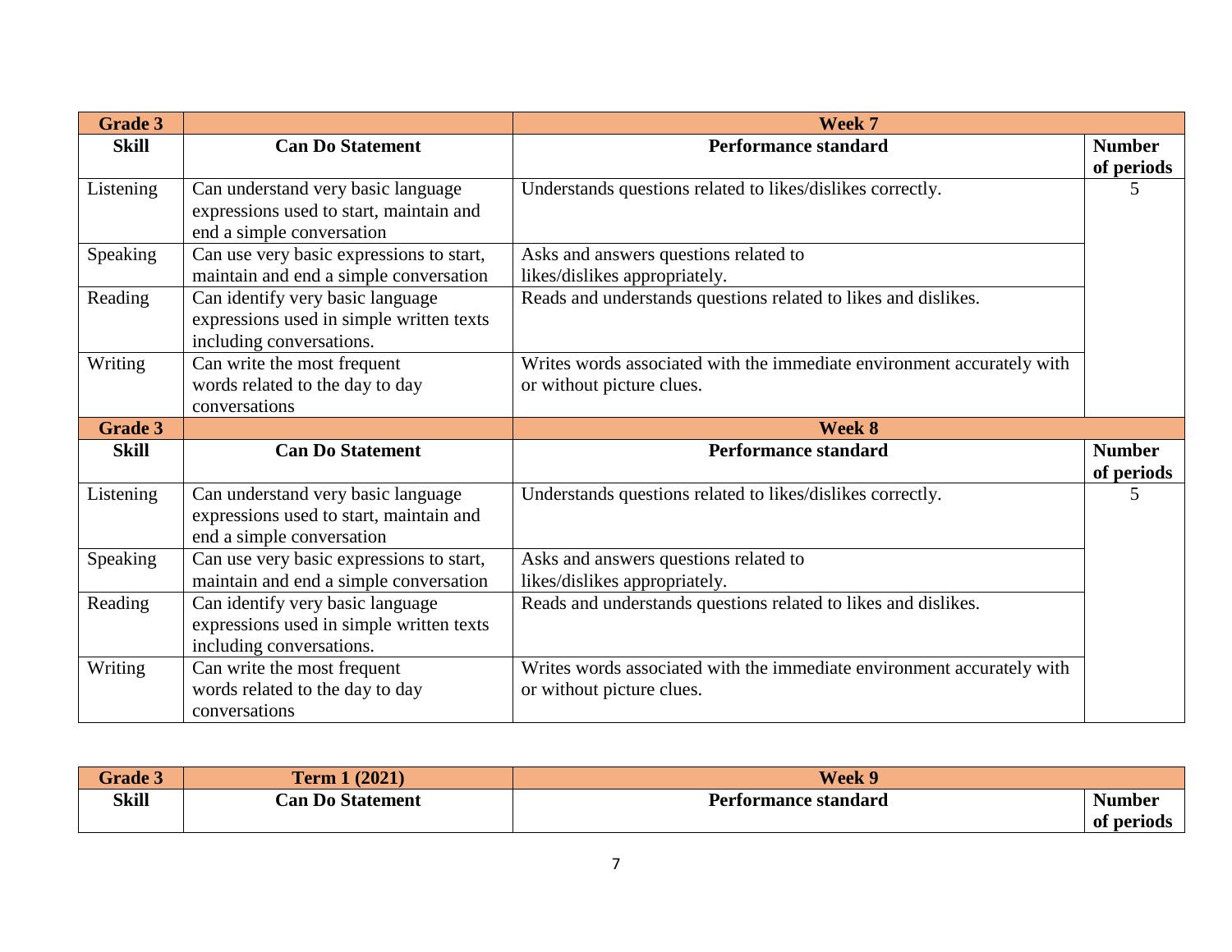| Grade 3 | | Week 7 | |
|---|---|---|---|
| **Skill** | **Can Do Statement** | **Performance standard** | **Number of periods** |
| Listening | Can understand very basic language expressions used to start, maintain and end a simple conversation | Understands questions related to likes/dislikes correctly. | 5 |
| Speaking | Can use very basic expressions to start, maintain and end a simple conversation | Asks and answers questions related to likes/dislikes appropriately. | |
| Reading | Can identify very basic language expressions used in simple written texts including conversations. | Reads and understands questions related to likes and dislikes. | |
| Writing | Can write the most frequent words related to the day to day conversations | Writes words associated with the immediate environment accurately with or without picture clues. | |
| **Grade 3** | | **Week 8** | |
| **Skill** | **Can Do Statement** | **Performance standard** | **Number of periods** |
| Listening | Can understand very basic language expressions used to start, maintain and end a simple conversation | Understands questions related to likes/dislikes correctly. | 5 |
| Speaking | Can use very basic expressions to start, maintain and end a simple conversation | Asks and answers questions related to likes/dislikes appropriately. | |
| Reading | Can identify very basic language expressions used in simple written texts including conversations. | Reads and understands questions related to likes and dislikes. | |
| Writing | Can write the most frequent words related to the day to day conversations | Writes words associated with the immediate environment accurately with or without picture clues. | |

| Grade 3 | Term 1 (2021) | Week 9 | |
|---|---|---|---|
| **Skill** | **Can Do Statement** | **Performance standard** | **Number of periods** |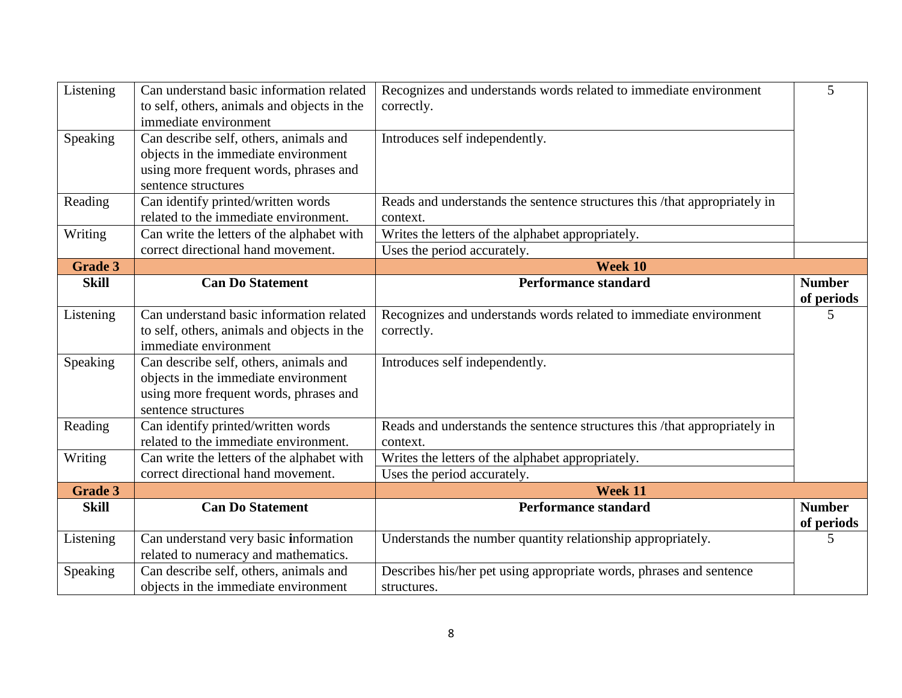| Listening | Can understand basic information related to self, others, animals and objects in the immediate environment | Recognizes and understands words related to immediate environment correctly. | 5 |
|---|---|---|---|
| Speaking | Can describe self, others, animals and objects in the immediate environment using more frequent words, phrases and sentence structures | Introduces self independently. | |
| Reading | Can identify printed/written words related to the immediate environment. | Reads and understands the sentence structures this /that appropriately in context. | |
| Writing | Can write the letters of the alphabet with correct directional hand movement. | Writes the letters of the alphabet appropriately. | |
| | | Uses the period accurately. | |

| **Grade 3** | | **Week 10** | |
|---|---|---|---|
| **Skill** | **Can Do Statement** | **Performance standard** | **Number of periods** |
| Listening | Can understand basic information related to self, others, animals and objects in the immediate environment | Recognizes and understands words related to immediate environment correctly. | 5 |
| Speaking | Can describe self, others, animals and objects in the immediate environment using more frequent words, phrases and sentence structures | Introduces self independently. | |
| Reading | Can identify printed/written words related to the immediate environment. | Reads and understands the sentence structures this /that appropriately in context. | |
| Writing | Can write the letters of the alphabet with correct directional hand movement. | Writes the letters of the alphabet appropriately. | |
| | | Uses the period accurately. | |

| **Grade 3** | | **Week 11** | |
|---|---|---|---|
| **Skill** | **Can Do Statement** | **Performance standard** | **Number of periods** |
| Listening | Can understand very basic information related to numeracy and mathematics. | Understands the number quantity relationship appropriately. | 5 |
| Speaking | Can describe self, others, animals and objects in the immediate environment | Describes his/her pet using appropriate words, phrases and sentence structures. | |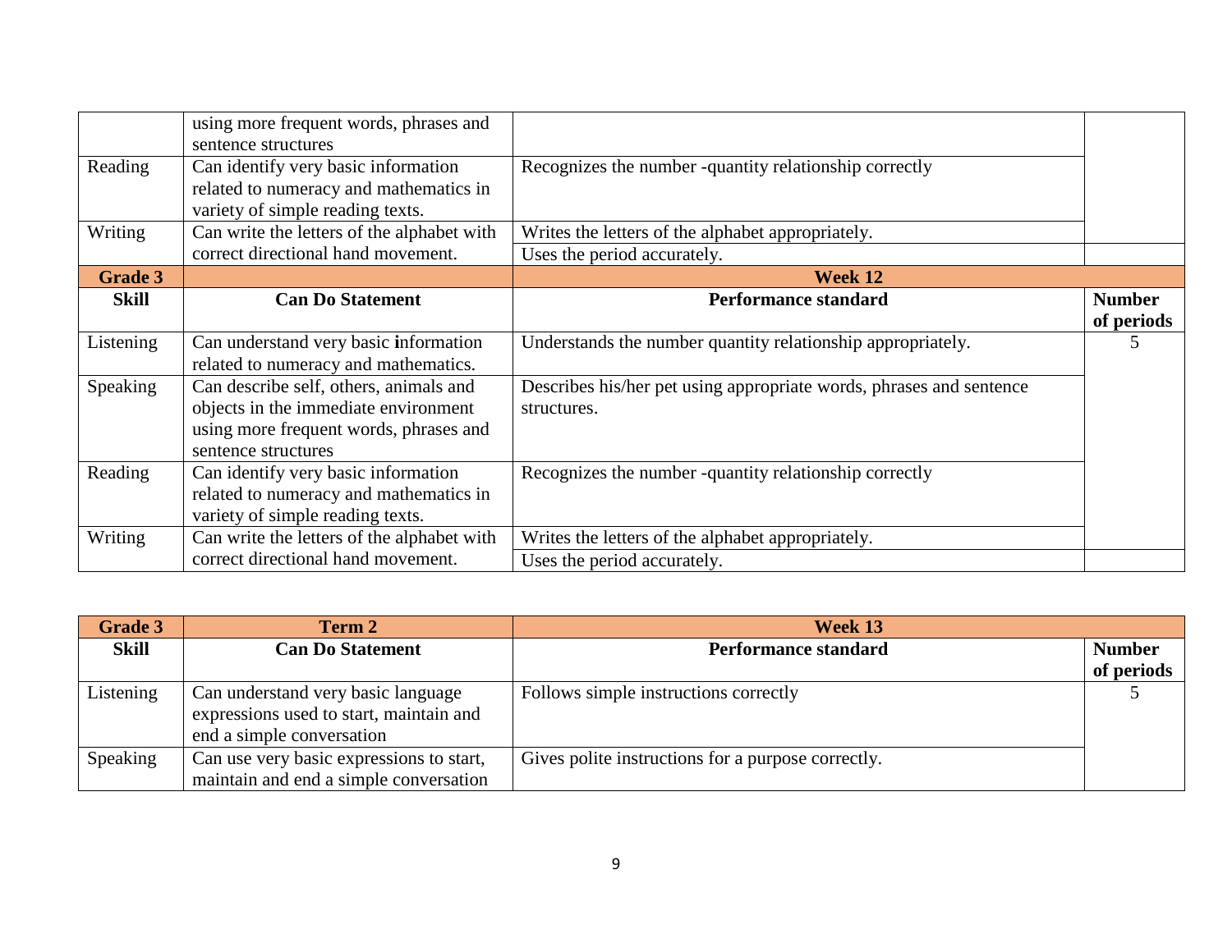| | | | |
|---|---|---|---|
| | using more frequent words, phrases and sentence structures | | |
| Reading | Can identify very basic information related to numeracy and mathematics in variety of simple reading texts. | Recognizes the number -quantity relationship correctly | |
| Writing | Can write the letters of the alphabet with correct directional hand movement. | Writes the letters of the alphabet appropriately. | |
| | | Uses the period accurately. | |

| **Grade 3** | | **Week 12** | |
|---|---|---|---|
| **Skill** | **Can Do Statement** | **Performance standard** | **Number of periods** |
| Listening | Can understand very basic information related to numeracy and mathematics. | Understands the number quantity relationship appropriately. | 5 |
| Speaking | Can describe self, others, animals and objects in the immediate environment using more frequent words, phrases and sentence structures | Describes his/her pet using appropriate words, phrases and sentence structures. | |
| Reading | Can identify very basic information related to numeracy and mathematics in variety of simple reading texts. | Recognizes the number -quantity relationship correctly | |
| Writing | Can write the letters of the alphabet with correct directional hand movement. | Writes the letters of the alphabet appropriately. | |
| | | Uses the period accurately. | |

| **Grade 3** | **Term 2** | **Week 13** | |
|---|---|---|---|
| **Skill** | **Can Do Statement** | **Performance standard** | **Number of periods** |
| Listening | Can understand very basic language expressions used to start, maintain and end a simple conversation | Follows simple instructions correctly | 5 |
| Speaking | Can use very basic expressions to start, maintain and end a simple conversation | Gives polite instructions for a purpose correctly. | |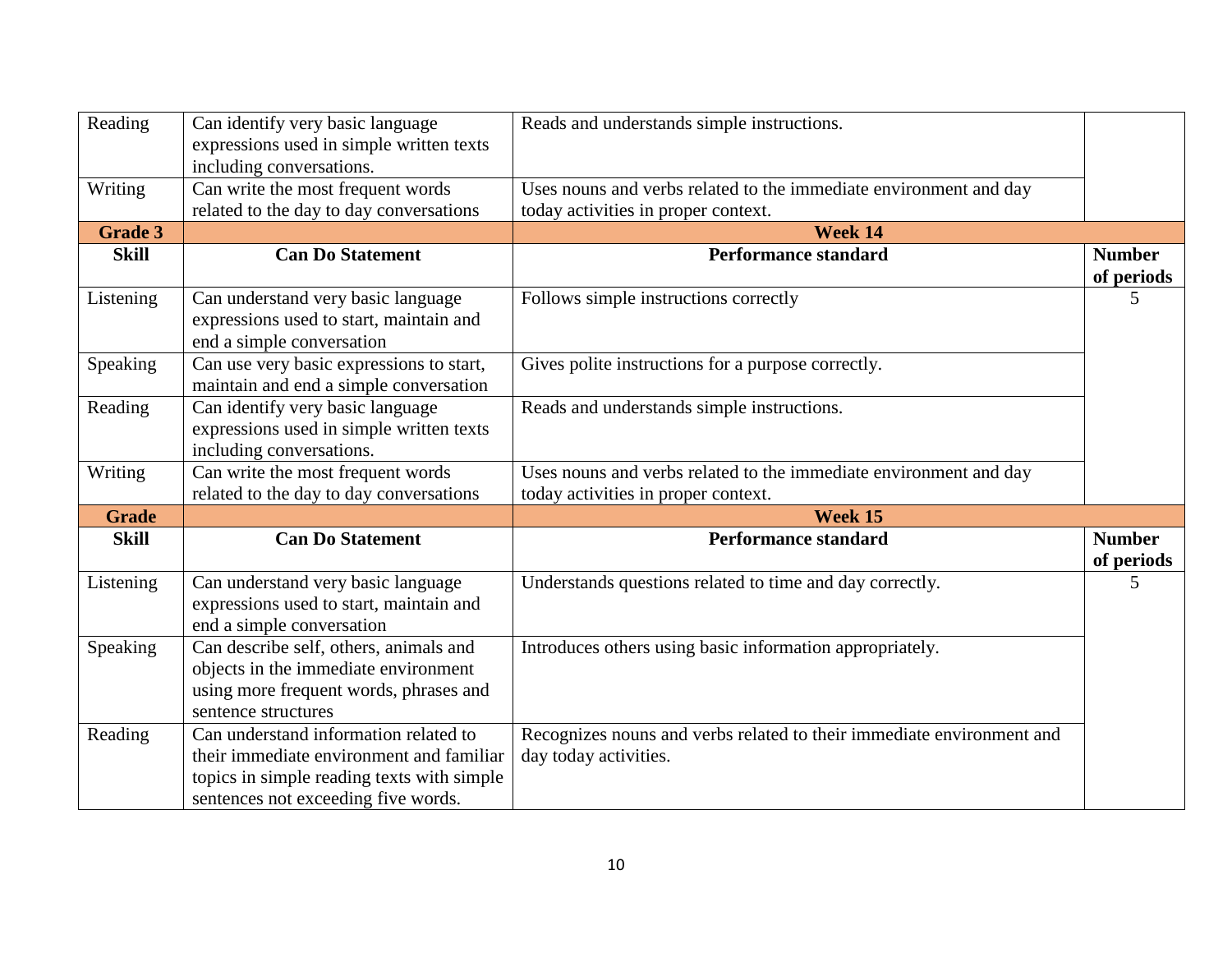| Reading | Can identify very basic language expressions used in simple written texts including conversations. | Reads and understands simple instructions. | |
|---|---|---|---|
| Writing | Can write the most frequent words related to the day to day conversations | Uses nouns and verbs related to the immediate environment and day today activities in proper context. | |
| **Grade 3** | | **Week 14** | |
| **Skill** | **Can Do Statement** | **Performance standard** | **Number of periods** |
| Listening | Can understand very basic language expressions used to start, maintain and end a simple conversation | Follows simple instructions correctly | 5 |
| Speaking | Can use very basic expressions to start, maintain and end a simple conversation | Gives polite instructions for a purpose correctly. | |
| Reading | Can identify very basic language expressions used in simple written texts including conversations. | Reads and understands simple instructions. | |
| Writing | Can write the most frequent words related to the day to day conversations | Uses nouns and verbs related to the immediate environment and day today activities in proper context. | |
| **Grade** | | **Week 15** | |
| **Skill** | **Can Do Statement** | **Performance standard** | **Number of periods** |
| Listening | Can understand very basic language expressions used to start, maintain and end a simple conversation | Understands questions related to time and day correctly. | 5 |
| Speaking | Can describe self, others, animals and objects in the immediate environment using more frequent words, phrases and sentence structures | Introduces others using basic information appropriately. | |
| Reading | Can understand information related to their immediate environment and familiar topics in simple reading texts with simple sentences not exceeding five words. | Recognizes nouns and verbs related to their immediate environment and day today activities. | |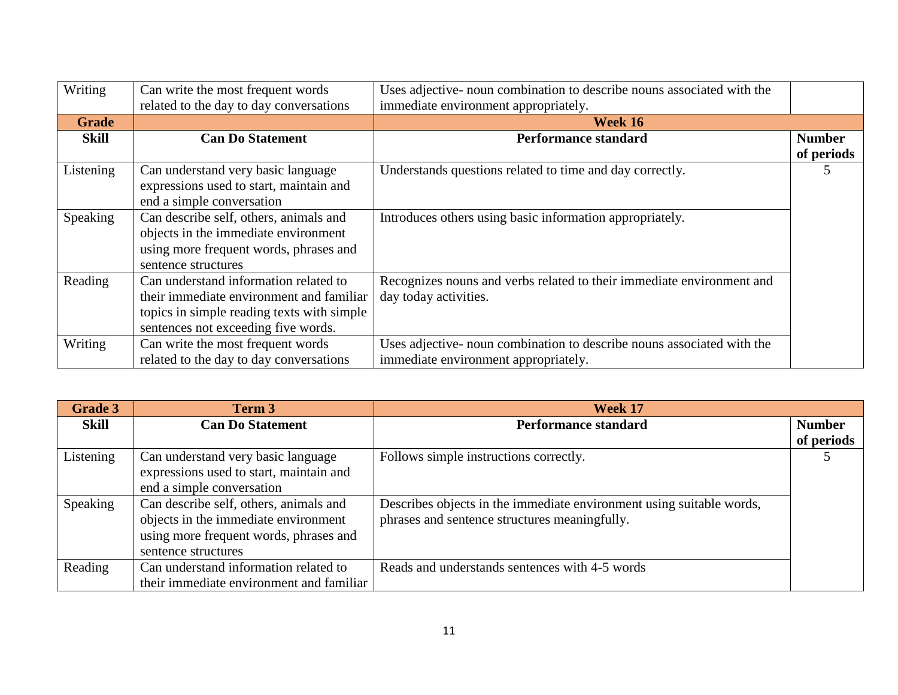| Writing | Can write the most frequent words related to the day to day conversations | Uses adjective- noun combination to describe nouns associated with the immediate environment appropriately. | |
|---|---|---|---|
| **Grade** | | **Week 16** | |
| **Skill** | **Can Do Statement** | **Performance standard** | **Number of periods** |
| Listening | Can understand very basic language expressions used to start, maintain and end a simple conversation | Understands questions related to time and day correctly. | 5 |
| Speaking | Can describe self, others, animals and objects in the immediate environment using more frequent words, phrases and sentence structures | Introduces others using basic information appropriately. | |
| Reading | Can understand information related to their immediate environment and familiar topics in simple reading texts with simple sentences not exceeding five words. | Recognizes nouns and verbs related to their immediate environment and day today activities. | |
| Writing | Can write the most frequent words related to the day to day conversations | Uses adjective- noun combination to describe nouns associated with the immediate environment appropriately. | |

| **Grade 3** | **Term 3** | **Week 17** | |
|---|---|---|---|
| **Skill** | **Can Do Statement** | **Performance standard** | **Number of periods** |
| Listening | Can understand very basic language expressions used to start, maintain and end a simple conversation | Follows simple instructions correctly. | 5 |
| Speaking | Can describe self, others, animals and objects in the immediate environment using more frequent words, phrases and sentence structures | Describes objects in the immediate environment using suitable words, phrases and sentence structures meaningfully. | |
| Reading | Can understand information related to their immediate environment and familiar | Reads and understands sentences with 4-5 words | |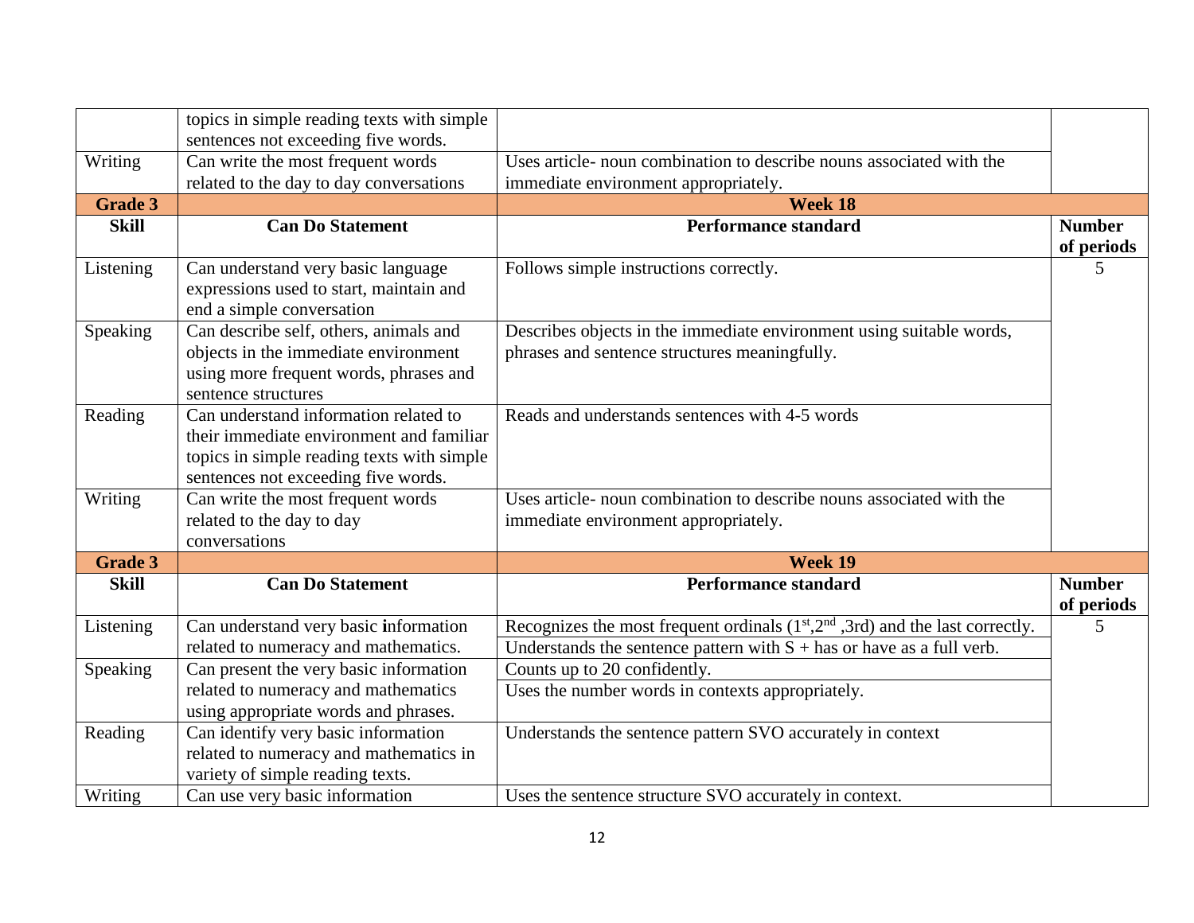| | | | |
|---|---|---|---|
| | topics in simple reading texts with simple sentences not exceeding five words. | | |
| Writing | Can write the most frequent words related to the day to day conversations | Uses article- noun combination to describe nouns associated with the immediate environment appropriately. | |
| **Grade 3** | | **Week 18** | |
| **Skill** | **Can Do Statement** | **Performance standard** | **Number of periods** |
| Listening | Can understand very basic language expressions used to start, maintain and end a simple conversation | Follows simple instructions correctly. | 5 |
| Speaking | Can describe self, others, animals and objects in the immediate environment using more frequent words, phrases and sentence structures | Describes objects in the immediate environment using suitable words, phrases and sentence structures meaningfully. | |
| Reading | Can understand information related to their immediate environment and familiar topics in simple reading texts with simple sentences not exceeding five words. | Reads and understands sentences with 4-5 words | |
| Writing | Can write the most frequent words related to the day to day conversations | Uses article- noun combination to describe nouns associated with the immediate environment appropriately. | |
| **Grade 3** | | **Week 19** | |
| **Skill** | **Can Do Statement** | **Performance standard** | **Number of periods** |
| Listening | Can understand very basic information related to numeracy and mathematics. | Recognizes the most frequent ordinals ($1^{st}$,$2^{nd}$ ,3rd) and the last correctly. | 5 |
| | | Understands the sentence pattern with S + has or have as a full verb. | |
| Speaking | Can present the very basic information related to numeracy and mathematics using appropriate words and phrases. | Counts up to 20 confidently. | |
| | | Uses the number words in contexts appropriately. | |
| Reading | Can identify very basic information related to numeracy and mathematics in variety of simple reading texts. | Understands the sentence pattern SVO accurately in context | |
| Writing | Can use very basic information | Uses the sentence structure SVO accurately in context. | |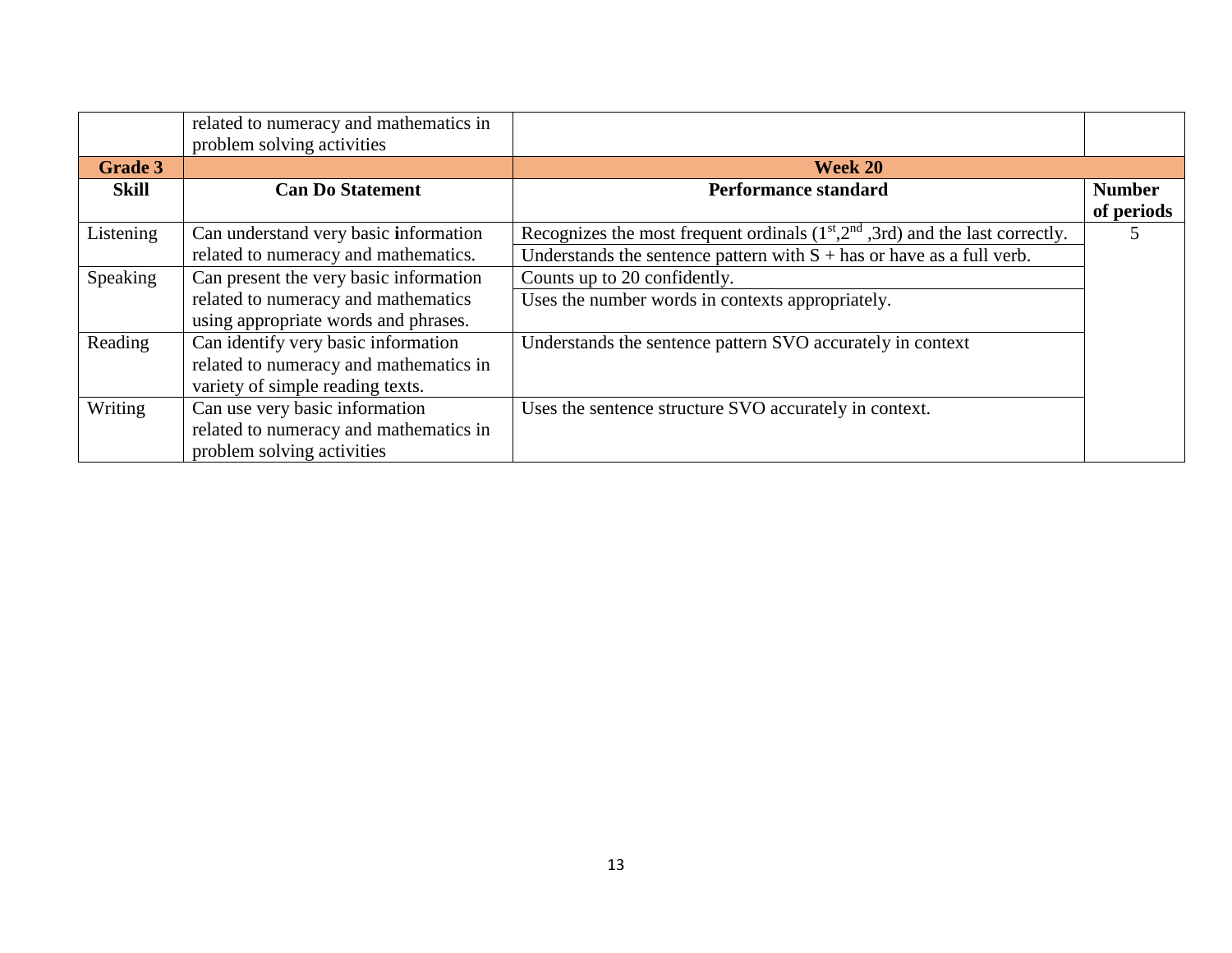| | related to numeracy and mathematics in problem solving activities | | |
|---|---|---|---|
| **Grade 3** | | **Week 20** | |
| **Skill** | **Can Do Statement** | **Performance standard** | **Number of periods** |
| Listening | Can understand very basic information related to numeracy and mathematics. | Recognizes the most frequent ordinals (1st,2nd ,3rd) and the last correctly. | 5 |
| | | Understands the sentence pattern with S + has or have as a full verb. | |
| Speaking | Can present the very basic information related to numeracy and mathematics using appropriate words and phrases. | Counts up to 20 confidently. | |
| | | Uses the number words in contexts appropriately. | |
| Reading | Can identify very basic information related to numeracy and mathematics in variety of simple reading texts. | Understands the sentence pattern SVO accurately in context | |
| Writing | Can use very basic information related to numeracy and mathematics in problem solving activities | Uses the sentence structure SVO accurately in context. | |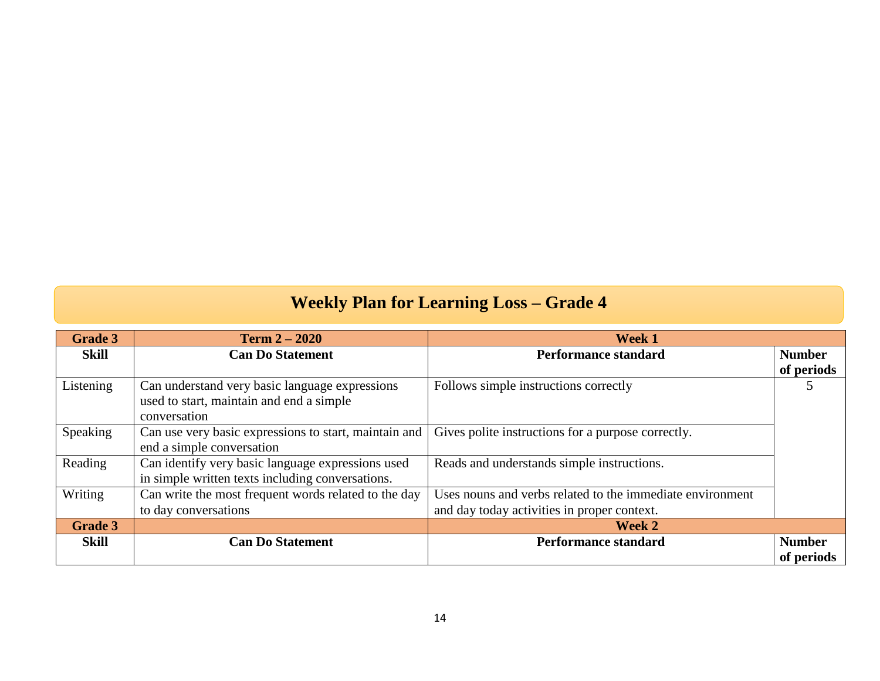# Weekly Plan for Learning Loss – Grade 4

| Grade 3 | Term 2 – 2020 | Week 1 | |
|---|---|---|---|
| **Skill** | **Can Do Statement** | **Performance standard** | **Number of periods** |
| Listening | Can understand very basic language expressions used to start, maintain and end a simple conversation | Follows simple instructions correctly | 5 |
| Speaking | Can use very basic expressions to start, maintain and end a simple conversation | Gives polite instructions for a purpose correctly. | |
| Reading | Can identify very basic language expressions used in simple written texts including conversations. | Reads and understands simple instructions. | |
| Writing | Can write the most frequent words related to the day to day conversations | Uses nouns and verbs related to the immediate environment and day today activities in proper context. | |
| **Grade 3** | | **Week 2** | |
| **Skill** | **Can Do Statement** | **Performance standard** | **Number of periods** |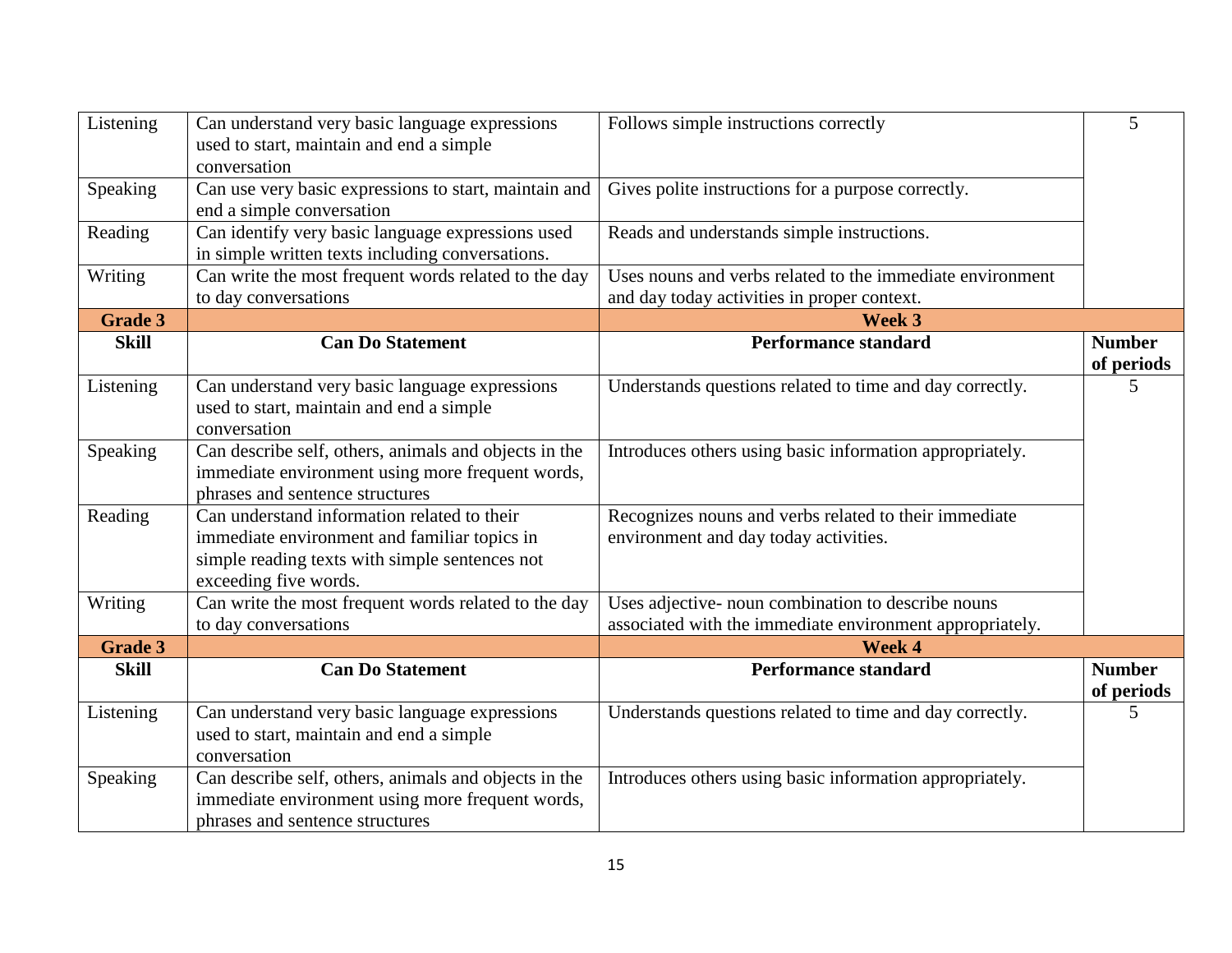| Skill | Can Do Statement | Performance standard | Number of periods |
|---|---|---|---|
| Listening | Can understand very basic language expressions used to start, maintain and end a simple conversation | Follows simple instructions correctly | 5 |
| Speaking | Can use very basic expressions to start, maintain and end a simple conversation | Gives polite instructions for a purpose correctly. | |
| Reading | Can identify very basic language expressions used in simple written texts including conversations. | Reads and understands simple instructions. | |
| Writing | Can write the most frequent words related to the day to day conversations | Uses nouns and verbs related to the immediate environment and day today activities in proper context. | |
| **Grade 3** | | **Week 3** | |
| **Skill** | **Can Do Statement** | **Performance standard** | **Number of periods** |
| Listening | Can understand very basic language expressions used to start, maintain and end a simple conversation | Understands questions related to time and day correctly. | 5 |
| Speaking | Can describe self, others, animals and objects in the immediate environment using more frequent words, phrases and sentence structures | Introduces others using basic information appropriately. | |
| Reading | Can understand information related to their immediate environment and familiar topics in simple reading texts with simple sentences not exceeding five words. | Recognizes nouns and verbs related to their immediate environment and day today activities. | |
| Writing | Can write the most frequent words related to the day to day conversations | Uses adjective- noun combination to describe nouns associated with the immediate environment appropriately. | |
| **Grade 3** | | **Week 4** | |
| **Skill** | **Can Do Statement** | **Performance standard** | **Number of periods** |
| Listening | Can understand very basic language expressions used to start, maintain and end a simple conversation | Understands questions related to time and day correctly. | 5 |
| Speaking | Can describe self, others, animals and objects in the immediate environment using more frequent words, phrases and sentence structures | Introduces others using basic information appropriately. | |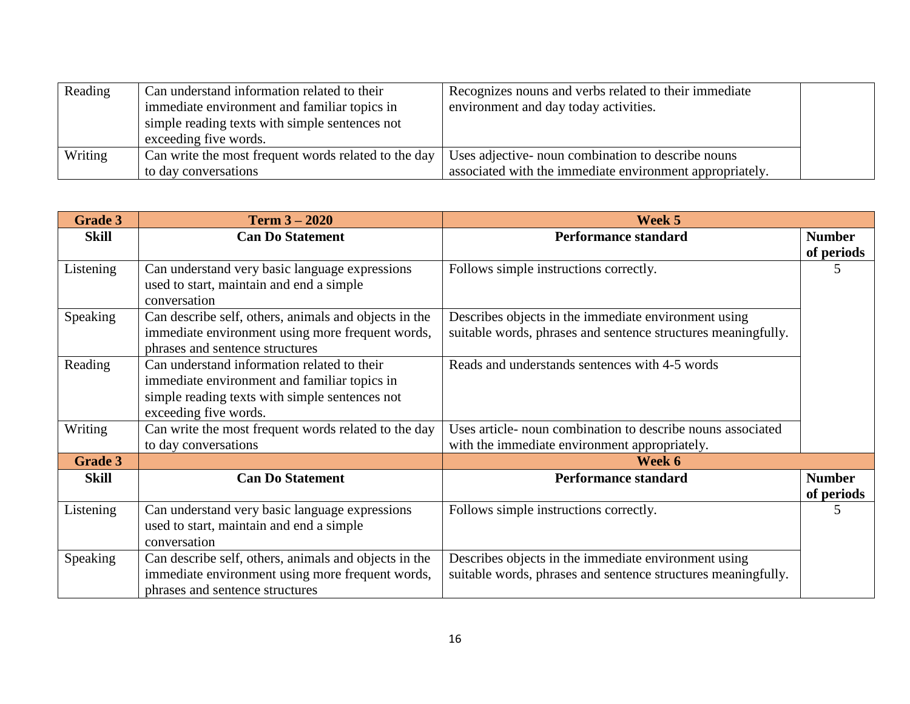| Reading | Can understand information related to their immediate environment and familiar topics in simple reading texts with simple sentences not exceeding five words. | Recognizes nouns and verbs related to their immediate environment and day today activities. | |
|---|---|---|---|
| Writing | Can write the most frequent words related to the day to day conversations | Uses adjective- noun combination to describe nouns associated with the immediate environment appropriately. | |

| **Grade 3** | **Term 3 – 2020** | **Week 5** | |
|---|---|---|---|
| **Skill** | **Can Do Statement** | **Performance standard** | **Number of periods** |
| Listening | Can understand very basic language expressions used to start, maintain and end a simple conversation | Follows simple instructions correctly. | 5 |
| Speaking | Can describe self, others, animals and objects in the immediate environment using more frequent words, phrases and sentence structures | Describes objects in the immediate environment using suitable words, phrases and sentence structures meaningfully. | |
| Reading | Can understand information related to their immediate environment and familiar topics in simple reading texts with simple sentences not exceeding five words. | Reads and understands sentences with 4-5 words | |
| Writing | Can write the most frequent words related to the day to day conversations | Uses article- noun combination to describe nouns associated with the immediate environment appropriately. | |
| **Grade 3** | | **Week 6** | |
| **Skill** | **Can Do Statement** | **Performance standard** | **Number of periods** |
| Listening | Can understand very basic language expressions used to start, maintain and end a simple conversation | Follows simple instructions correctly. | 5 |
| Speaking | Can describe self, others, animals and objects in the immediate environment using more frequent words, phrases and sentence structures | Describes objects in the immediate environment using suitable words, phrases and sentence structures meaningfully. | |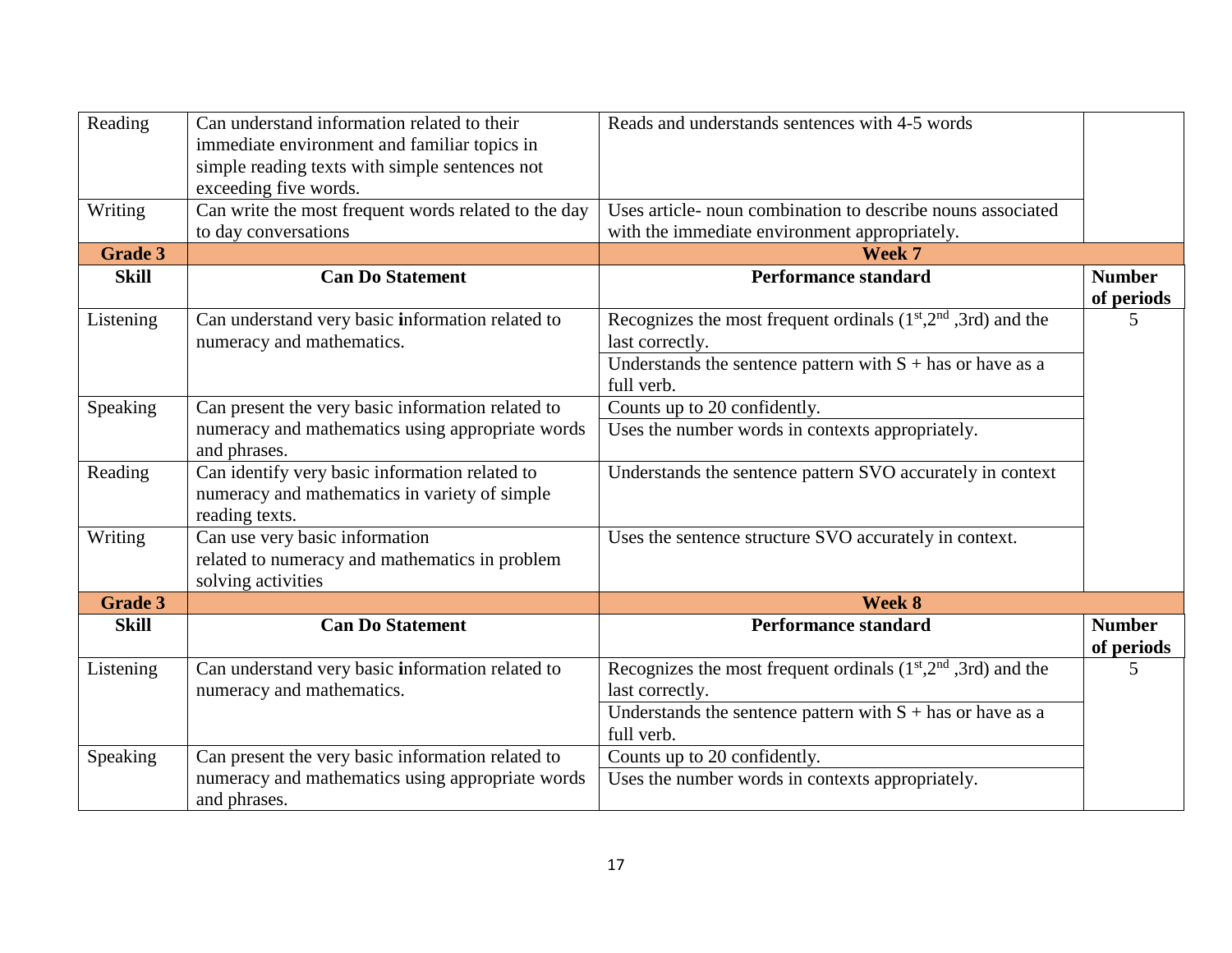| Reading | Can understand information related to their immediate environment and familiar topics in simple reading texts with simple sentences not exceeding five words. | Reads and understands sentences with 4-5 words | |
|---|---|---|---|
| Writing | Can write the most frequent words related to the day to day conversations | Uses article- noun combination to describe nouns associated with the immediate environment appropriately. | |
| **Grade 3** | | **Week 7** | |
| **Skill** | **Can Do Statement** | **Performance standard** | **Number of periods** |
| Listening | Can understand very basic information related to numeracy and mathematics. | Recognizes the most frequent ordinals (1st,2nd ,3rd) and the last correctly. | 5 |
| | | Understands the sentence pattern with S + has or have as a full verb. | |
| Speaking | Can present the very basic information related to numeracy and mathematics using appropriate words and phrases. | Counts up to 20 confidently. | |
| | | Uses the number words in contexts appropriately. | |
| Reading | Can identify very basic information related to numeracy and mathematics in variety of simple reading texts. | Understands the sentence pattern SVO accurately in context | |
| Writing | Can use very basic information related to numeracy and mathematics in problem solving activities | Uses the sentence structure SVO accurately in context. | |
| **Grade 3** | | **Week 8** | |
| **Skill** | **Can Do Statement** | **Performance standard** | **Number of periods** |
| Listening | Can understand very basic information related to numeracy and mathematics. | Recognizes the most frequent ordinals (1st,2nd ,3rd) and the last correctly. | 5 |
| | | Understands the sentence pattern with S + has or have as a full verb. | |
| Speaking | Can present the very basic information related to numeracy and mathematics using appropriate words and phrases. | Counts up to 20 confidently. | |
| | | Uses the number words in contexts appropriately. | |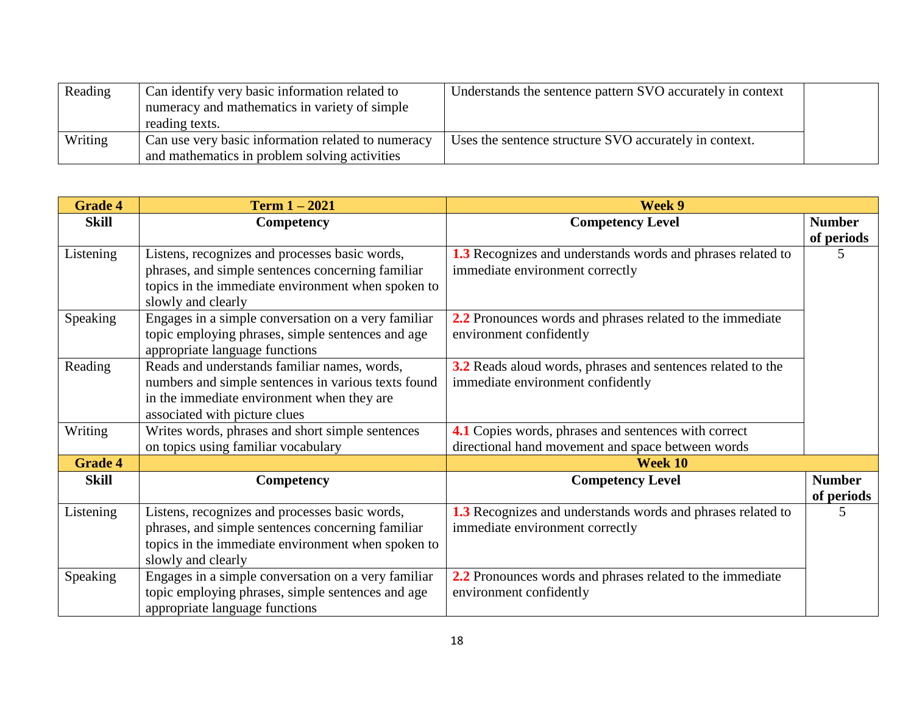| Reading | Can identify very basic information related to numeracy and mathematics in variety of simple reading texts. | Understands the sentence pattern SVO accurately in context | |
|---|---|---|---|
| Writing | Can use very basic information related to numeracy and mathematics in problem solving activities | Uses the sentence structure SVO accurately in context. | |

| Grade 4 | Term 1 – 2021 | Week 9 | |
|---|---|---|---|
| **Skill** | **Competency** | **Competency Level** | **Number of periods** |
| Listening | Listens, recognizes and processes basic words, phrases, and simple sentences concerning familiar topics in the immediate environment when spoken to slowly and clearly | **1.3** Recognizes and understands words and phrases related to immediate environment correctly | 5 |
| Speaking | Engages in a simple conversation on a very familiar topic employing phrases, simple sentences and age appropriate language functions | **2.2** Pronounces words and phrases related to the immediate environment confidently | |
| Reading | Reads and understands familiar names, words, numbers and simple sentences in various texts found in the immediate environment when they are associated with picture clues | **3.2** Reads aloud words, phrases and sentences related to the immediate environment confidently | |
| Writing | Writes words, phrases and short simple sentences on topics using familiar vocabulary | **4.1** Copies words, phrases and sentences with correct directional hand movement and space between words | |
| **Grade 4** | | **Week 10** | |
| **Skill** | **Competency** | **Competency Level** | **Number of periods** |
| Listening | Listens, recognizes and processes basic words, phrases, and simple sentences concerning familiar topics in the immediate environment when spoken to slowly and clearly | **1.3** Recognizes and understands words and phrases related to immediate environment correctly | 5 |
| Speaking | Engages in a simple conversation on a very familiar topic employing phrases, simple sentences and age appropriate language functions | **2.2** Pronounces words and phrases related to the immediate environment confidently | |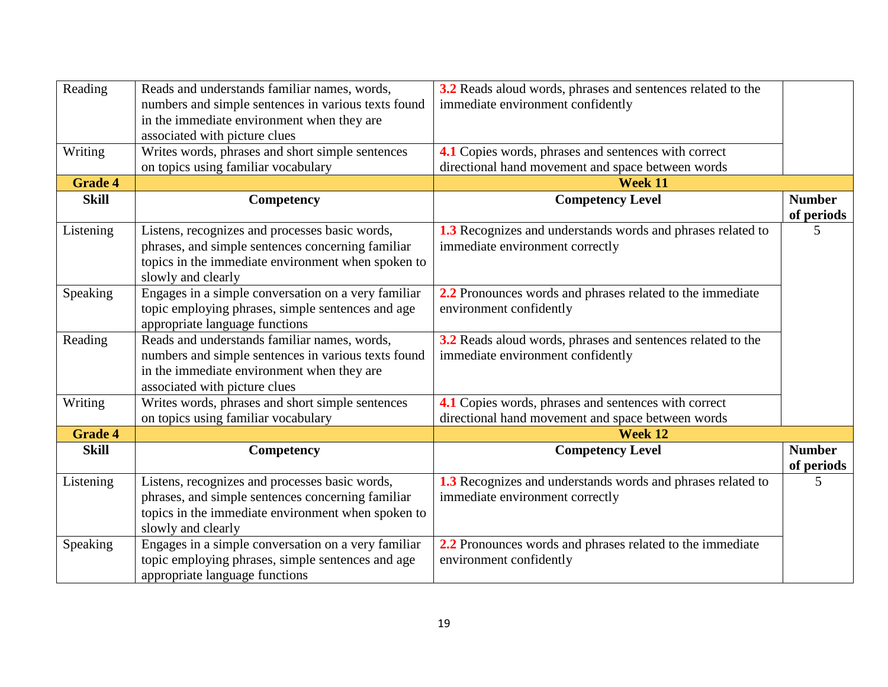| Skill | Competency | Competency Level | Number of periods |
|---|---|---|---|
| Reading | Reads and understands familiar names, words, numbers and simple sentences in various texts found in the immediate environment when they are associated with picture clues | **3.2** Reads aloud words, phrases and sentences related to the immediate environment confidently | |
| Writing | Writes words, phrases and short simple sentences on topics using familiar vocabulary | **4.1** Copies words, phrases and sentences with correct directional hand movement and space between words | |

| **Grade 4** | | **Week 11** | |
|---|---|---|---|
| **Skill** | **Competency** | **Competency Level** | **Number of periods** |
| Listening | Listens, recognizes and processes basic words, phrases, and simple sentences concerning familiar topics in the immediate environment when spoken to slowly and clearly | **1.3** Recognizes and understands words and phrases related to immediate environment correctly | 5 |
| Speaking | Engages in a simple conversation on a very familiar topic employing phrases, simple sentences and age appropriate language functions | **2.2** Pronounces words and phrases related to the immediate environment confidently | |
| Reading | Reads and understands familiar names, words, numbers and simple sentences in various texts found in the immediate environment when they are associated with picture clues | **3.2** Reads aloud words, phrases and sentences related to the immediate environment confidently | |
| Writing | Writes words, phrases and short simple sentences on topics using familiar vocabulary | **4.1** Copies words, phrases and sentences with correct directional hand movement and space between words | |

| **Grade 4** | | **Week 12** | |
|---|---|---|---|
| **Skill** | **Competency** | **Competency Level** | **Number of periods** |
| Listening | Listens, recognizes and processes basic words, phrases, and simple sentences concerning familiar topics in the immediate environment when spoken to slowly and clearly | **1.3** Recognizes and understands words and phrases related to immediate environment correctly | 5 |
| Speaking | Engages in a simple conversation on a very familiar topic employing phrases, simple sentences and age appropriate language functions | **2.2** Pronounces words and phrases related to the immediate environment confidently | |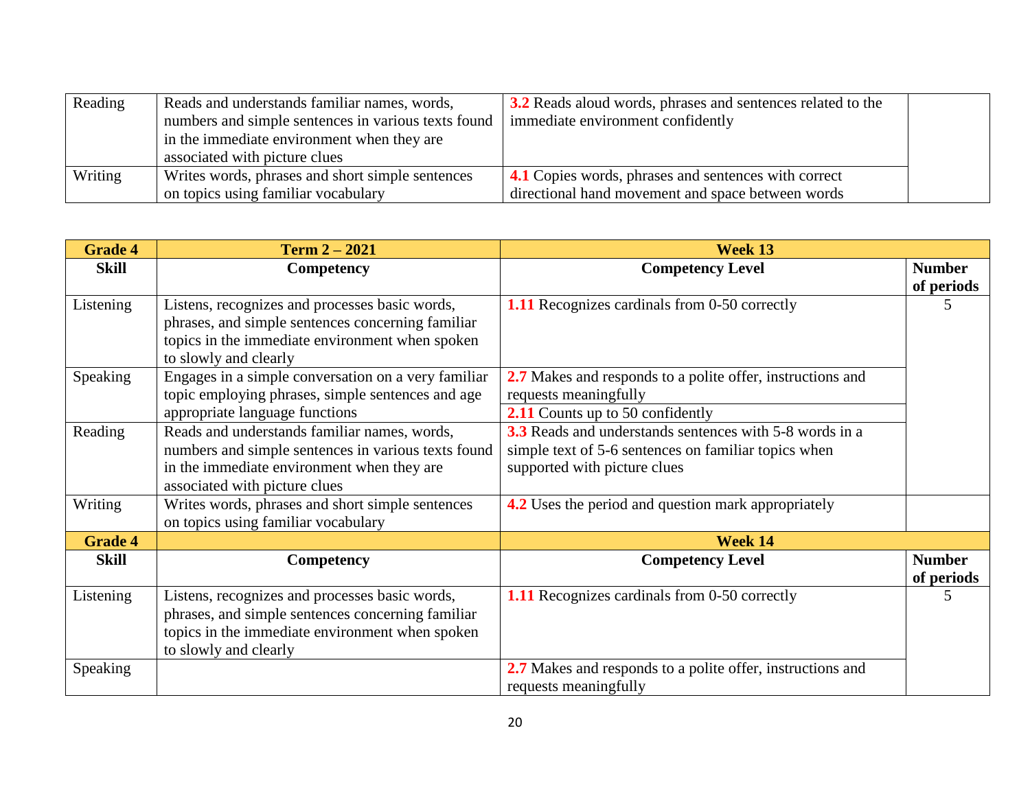| Reading | Reads and understands familiar names, words, numbers and simple sentences in various texts found in the immediate environment when they are associated with picture clues | **3.2** Reads aloud words, phrases and sentences related to the immediate environment confidently | |
|---|---|---|---|
| Writing | Writes words, phrases and short simple sentences on topics using familiar vocabulary | **4.1** Copies words, phrases and sentences with correct directional hand movement and space between words | |

| **Grade 4** | **Term 2 – 2021** | **Week 13** | |
|---|---|---|---|
| **Skill** | **Competency** | **Competency Level** | **Number of periods** |
| Listening | Listens, recognizes and processes basic words, phrases, and simple sentences concerning familiar topics in the immediate environment when spoken to slowly and clearly | **1.11** Recognizes cardinals from 0-50 correctly | 5 |
| Speaking | Engages in a simple conversation on a very familiar topic employing phrases, simple sentences and age appropriate language functions | **2.7** Makes and responds to a polite offer, instructions and requests meaningfully | |
| | | **2.11** Counts up to 50 confidently | |
| Reading | Reads and understands familiar names, words, numbers and simple sentences in various texts found in the immediate environment when they are associated with picture clues | **3.3** Reads and understands sentences with 5-8 words in a simple text of 5-6 sentences on familiar topics when supported with picture clues | |
| Writing | Writes words, phrases and short simple sentences on topics using familiar vocabulary | **4.2** Uses the period and question mark appropriately | |
| **Grade 4** | | **Week 14** | |
| **Skill** | **Competency** | **Competency Level** | **Number of periods** |
| Listening | Listens, recognizes and processes basic words, phrases, and simple sentences concerning familiar topics in the immediate environment when spoken to slowly and clearly | **1.11** Recognizes cardinals from 0-50 correctly | 5 |
| Speaking | | **2.7** Makes and responds to a polite offer, instructions and requests meaningfully | |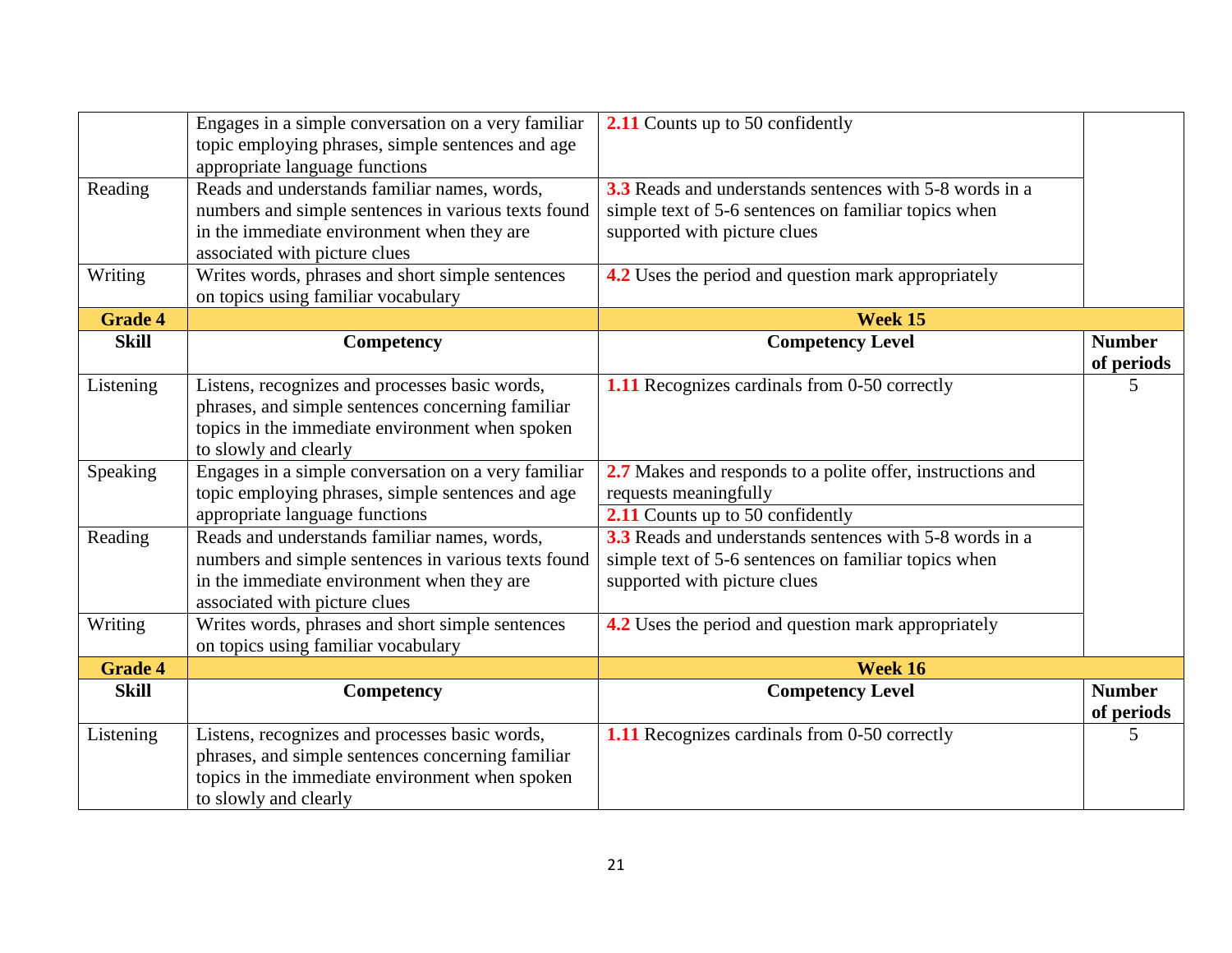| | | | |
|---|---|---|---|
| | Engages in a simple conversation on a very familiar topic employing phrases, simple sentences and age appropriate language functions | **2.11** Counts up to 50 confidently | |
| Reading | Reads and understands familiar names, words, numbers and simple sentences in various texts found in the immediate environment when they are associated with picture clues | **3.3** Reads and understands sentences with 5-8 words in a simple text of 5-6 sentences on familiar topics when supported with picture clues | |
| Writing | Writes words, phrases and short simple sentences on topics using familiar vocabulary | **4.2** Uses the period and question mark appropriately | |

| **Grade 4** | | **Week 15** | |
|---|---|---|---|
| **Skill** | **Competency** | **Competency Level** | **Number of periods** |
| Listening | Listens, recognizes and processes basic words, phrases, and simple sentences concerning familiar topics in the immediate environment when spoken to slowly and clearly | **1.11** Recognizes cardinals from 0-50 correctly | 5 |
| Speaking | Engages in a simple conversation on a very familiar topic employing phrases, simple sentences and age appropriate language functions | **2.7** Makes and responds to a polite offer, instructions and requests meaningfully | |
| | | **2.11** Counts up to 50 confidently | |
| Reading | Reads and understands familiar names, words, numbers and simple sentences in various texts found in the immediate environment when they are associated with picture clues | **3.3** Reads and understands sentences with 5-8 words in a simple text of 5-6 sentences on familiar topics when supported with picture clues | |
| Writing | Writes words, phrases and short simple sentences on topics using familiar vocabulary | **4.2** Uses the period and question mark appropriately | |

| **Grade 4** | | **Week 16** | |
|---|---|---|---|
| **Skill** | **Competency** | **Competency Level** | **Number of periods** |
| Listening | Listens, recognizes and processes basic words, phrases, and simple sentences concerning familiar topics in the immediate environment when spoken to slowly and clearly | **1.11** Recognizes cardinals from 0-50 correctly | 5 |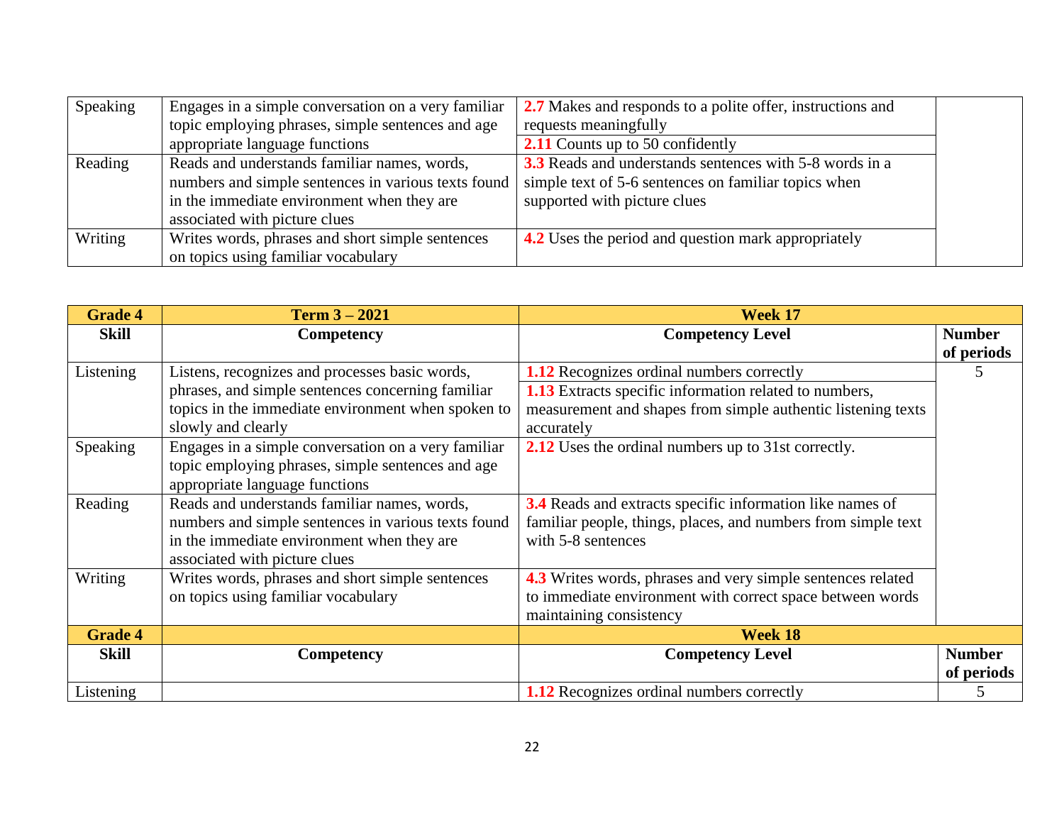| Skill | Competency | Competency Level | Number of periods |
|---|---|---|---|
| Speaking | Engages in a simple conversation on a very familiar topic employing phrases, simple sentences and age appropriate language functions | **2.7** Makes and responds to a polite offer, instructions and requests meaningfully | |
| | | **2.11** Counts up to 50 confidently | |
| Reading | Reads and understands familiar names, words, numbers and simple sentences in various texts found in the immediate environment when they are associated with picture clues | **3.3** Reads and understands sentences with 5-8 words in a simple text of 5-6 sentences on familiar topics when supported with picture clues | |
| Writing | Writes words, phrases and short simple sentences on topics using familiar vocabulary | **4.2** Uses the period and question mark appropriately | |

| **Grade 4** | **Term 3 – 2021** | **Week 17** | |
|---|---|---|---|
| **Skill** | **Competency** | **Competency Level** | **Number of periods** |
| Listening | Listens, recognizes and processes basic words, phrases, and simple sentences concerning familiar topics in the immediate environment when spoken to slowly and clearly | **1.12** Recognizes ordinal numbers correctly | 5 |
| | | **1.13** Extracts specific information related to numbers, measurement and shapes from simple authentic listening texts accurately | |
| Speaking | Engages in a simple conversation on a very familiar topic employing phrases, simple sentences and age appropriate language functions | **2.12** Uses the ordinal numbers up to 31st correctly. | |
| Reading | Reads and understands familiar names, words, numbers and simple sentences in various texts found in the immediate environment when they are associated with picture clues | **3.4** Reads and extracts specific information like names of familiar people, things, places, and numbers from simple text with 5-8 sentences | |
| Writing | Writes words, phrases and short simple sentences on topics using familiar vocabulary | **4.3** Writes words, phrases and very simple sentences related to immediate environment with correct space between words maintaining consistency | |
| **Grade 4** | | **Week 18** | |
| **Skill** | **Competency** | **Competency Level** | **Number of periods** |
| Listening | | **1.12** Recognizes ordinal numbers correctly | 5 |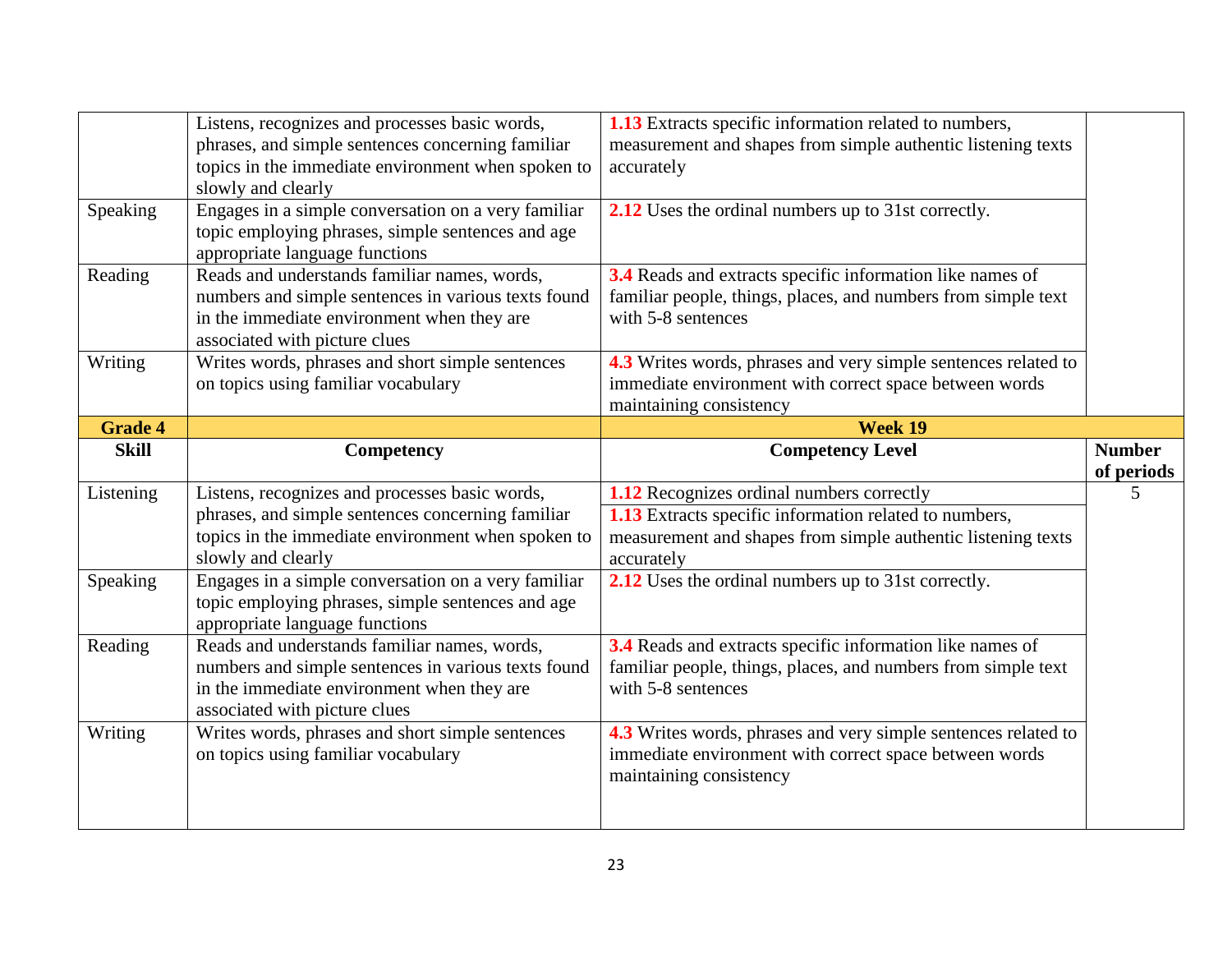| | | | |
|---|---|---|---|
| | Listens, recognizes and processes basic words, phrases, and simple sentences concerning familiar topics in the immediate environment when spoken to slowly and clearly | **1.13** Extracts specific information related to numbers, measurement and shapes from simple authentic listening texts accurately | |
| Speaking | Engages in a simple conversation on a very familiar topic employing phrases, simple sentences and age appropriate language functions | **2.12** Uses the ordinal numbers up to 31st correctly. | |
| Reading | Reads and understands familiar names, words, numbers and simple sentences in various texts found in the immediate environment when they are associated with picture clues | **3.4** Reads and extracts specific information like names of familiar people, things, places, and numbers from simple text with 5-8 sentences | |
| Writing | Writes words, phrases and short simple sentences on topics using familiar vocabulary | **4.3** Writes words, phrases and very simple sentences related to immediate environment with correct space between words maintaining consistency | |

| **Grade 4** | | **Week 19** | |
|---|---|---|---|
| **Skill** | **Competency** | **Competency Level** | **Number of periods** |
| Listening | Listens, recognizes and processes basic words, phrases, and simple sentences concerning familiar topics in the immediate environment when spoken to slowly and clearly | **1.12** Recognizes ordinal numbers correctly<br>**1.13** Extracts specific information related to numbers, measurement and shapes from simple authentic listening texts accurately | 5 |
| Speaking | Engages in a simple conversation on a very familiar topic employing phrases, simple sentences and age appropriate language functions | **2.12** Uses the ordinal numbers up to 31st correctly. | |
| Reading | Reads and understands familiar names, words, numbers and simple sentences in various texts found in the immediate environment when they are associated with picture clues | **3.4** Reads and extracts specific information like names of familiar people, things, places, and numbers from simple text with 5-8 sentences | |
| Writing | Writes words, phrases and short simple sentences on topics using familiar vocabulary | **4.3** Writes words, phrases and very simple sentences related to immediate environment with correct space between words maintaining consistency | |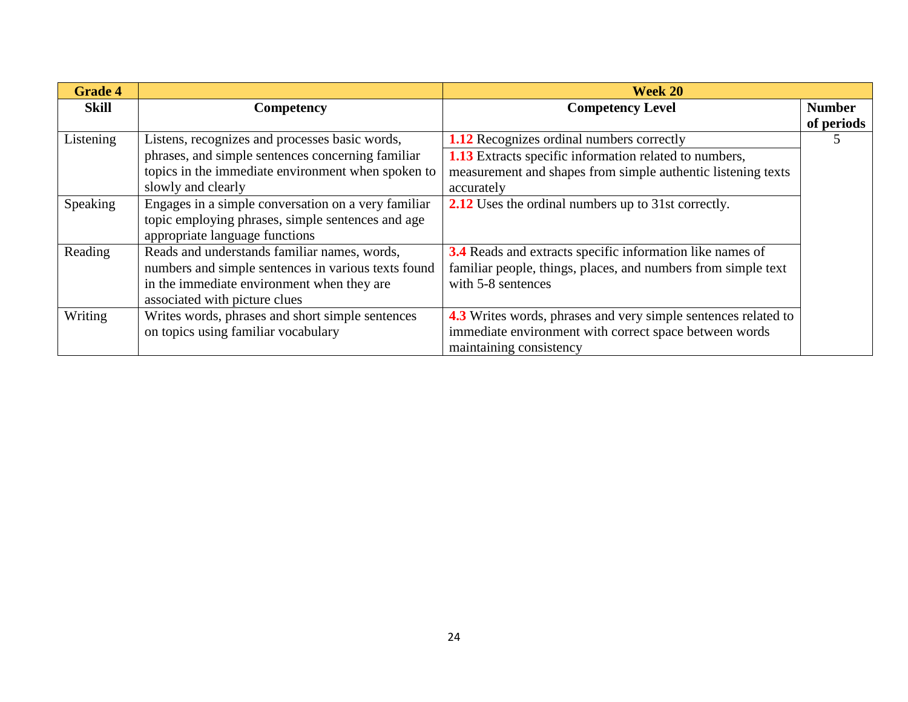| Grade 4 | | Week 20 | |
|---|---|---|---|
| **Skill** | **Competency** | **Competency Level** | **Number of periods** |
| Listening | Listens, recognizes and processes basic words, phrases, and simple sentences concerning familiar topics in the immediate environment when spoken to slowly and clearly | **1.12** Recognizes ordinal numbers correctly<br>**1.13** Extracts specific information related to numbers, measurement and shapes from simple authentic listening texts accurately | 5 |
| Speaking | Engages in a simple conversation on a very familiar topic employing phrases, simple sentences and age appropriate language functions | **2.12** Uses the ordinal numbers up to 31st correctly. | |
| Reading | Reads and understands familiar names, words, numbers and simple sentences in various texts found in the immediate environment when they are associated with picture clues | **3.4** Reads and extracts specific information like names of familiar people, things, places, and numbers from simple text with 5-8 sentences | |
| Writing | Writes words, phrases and short simple sentences on topics using familiar vocabulary | **4.3** Writes words, phrases and very simple sentences related to immediate environment with correct space between words maintaining consistency | |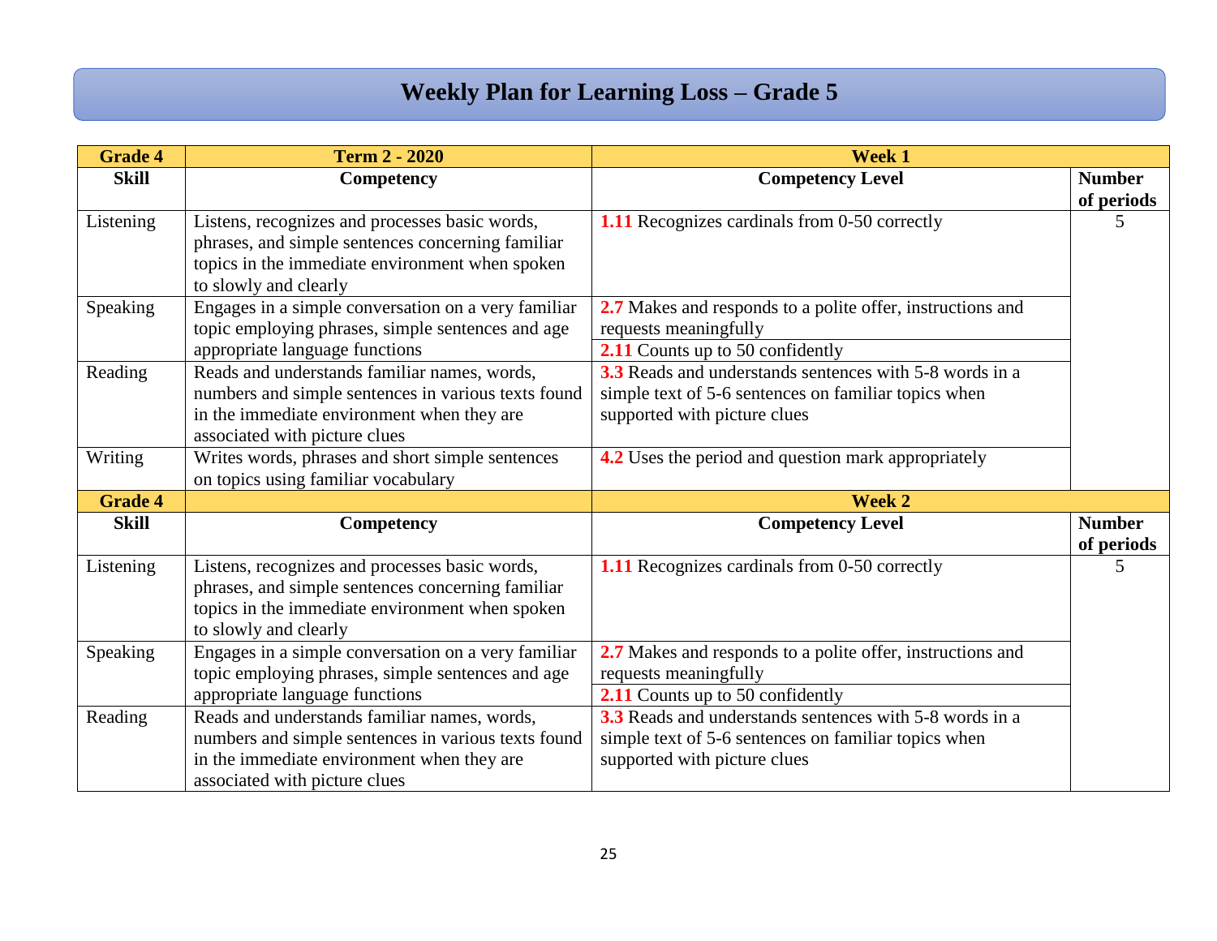# Weekly Plan for Learning Loss – Grade 5

| Grade 4 | Term 2 - 2020 | Week 1 | |
|---|---|---|---|
| **Skill** | **Competency** | **Competency Level** | **Number of periods** |
| Listening | Listens, recognizes and processes basic words, phrases, and simple sentences concerning familiar topics in the immediate environment when spoken to slowly and clearly | **1.11** Recognizes cardinals from 0-50 correctly | 5 |
| Speaking | Engages in a simple conversation on a very familiar topic employing phrases, simple sentences and age appropriate language functions | **2.7** Makes and responds to a polite offer, instructions and requests meaningfully | |
| | | **2.11** Counts up to 50 confidently | |
| Reading | Reads and understands familiar names, words, numbers and simple sentences in various texts found in the immediate environment when they are associated with picture clues | **3.3** Reads and understands sentences with 5-8 words in a simple text of 5-6 sentences on familiar topics when supported with picture clues | |
| Writing | Writes words, phrases and short simple sentences on topics using familiar vocabulary | **4.2** Uses the period and question mark appropriately | |

| Grade 4 | | Week 2 | |
|---|---|---|---|
| **Skill** | **Competency** | **Competency Level** | **Number of periods** |
| Listening | Listens, recognizes and processes basic words, phrases, and simple sentences concerning familiar topics in the immediate environment when spoken to slowly and clearly | **1.11** Recognizes cardinals from 0-50 correctly | 5 |
| Speaking | Engages in a simple conversation on a very familiar topic employing phrases, simple sentences and age appropriate language functions | **2.7** Makes and responds to a polite offer, instructions and requests meaningfully | |
| | | **2.11** Counts up to 50 confidently | |
| Reading | Reads and understands familiar names, words, numbers and simple sentences in various texts found in the immediate environment when they are associated with picture clues | **3.3** Reads and understands sentences with 5-8 words in a simple text of 5-6 sentences on familiar topics when supported with picture clues | |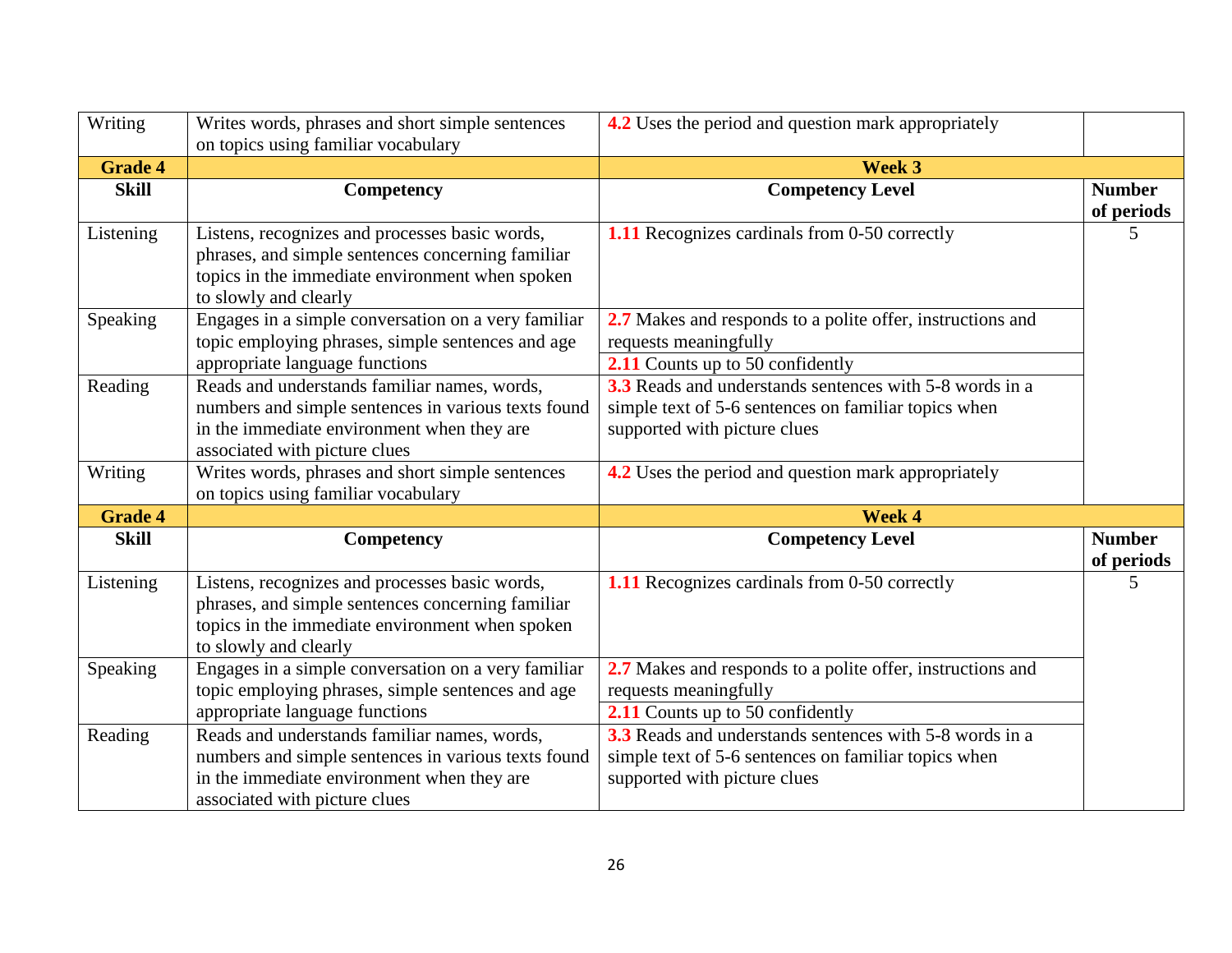| Writing | Writes words, phrases and short simple sentences on topics using familiar vocabulary | **4.2** Uses the period and question mark appropriately | |
|---|---|---|---|
| **Grade 4** | | **Week 3** | |
| **Skill** | **Competency** | **Competency Level** | **Number of periods** |
| Listening | Listens, recognizes and processes basic words, phrases, and simple sentences concerning familiar topics in the immediate environment when spoken to slowly and clearly | **1.11** Recognizes cardinals from 0-50 correctly | 5 |
| Speaking | Engages in a simple conversation on a very familiar topic employing phrases, simple sentences and age appropriate language functions | **2.7** Makes and responds to a polite offer, instructions and requests meaningfully | |
| | | **2.11** Counts up to 50 confidently | |
| Reading | Reads and understands familiar names, words, numbers and simple sentences in various texts found in the immediate environment when they are associated with picture clues | **3.3** Reads and understands sentences with 5-8 words in a simple text of 5-6 sentences on familiar topics when supported with picture clues | |
| Writing | Writes words, phrases and short simple sentences on topics using familiar vocabulary | **4.2** Uses the period and question mark appropriately | |
| **Grade 4** | | **Week 4** | |
| **Skill** | **Competency** | **Competency Level** | **Number of periods** |
| Listening | Listens, recognizes and processes basic words, phrases, and simple sentences concerning familiar topics in the immediate environment when spoken to slowly and clearly | **1.11** Recognizes cardinals from 0-50 correctly | 5 |
| Speaking | Engages in a simple conversation on a very familiar topic employing phrases, simple sentences and age appropriate language functions | **2.7** Makes and responds to a polite offer, instructions and requests meaningfully | |
| | | **2.11** Counts up to 50 confidently | |
| Reading | Reads and understands familiar names, words, numbers and simple sentences in various texts found in the immediate environment when they are associated with picture clues | **3.3** Reads and understands sentences with 5-8 words in a simple text of 5-6 sentences on familiar topics when supported with picture clues | |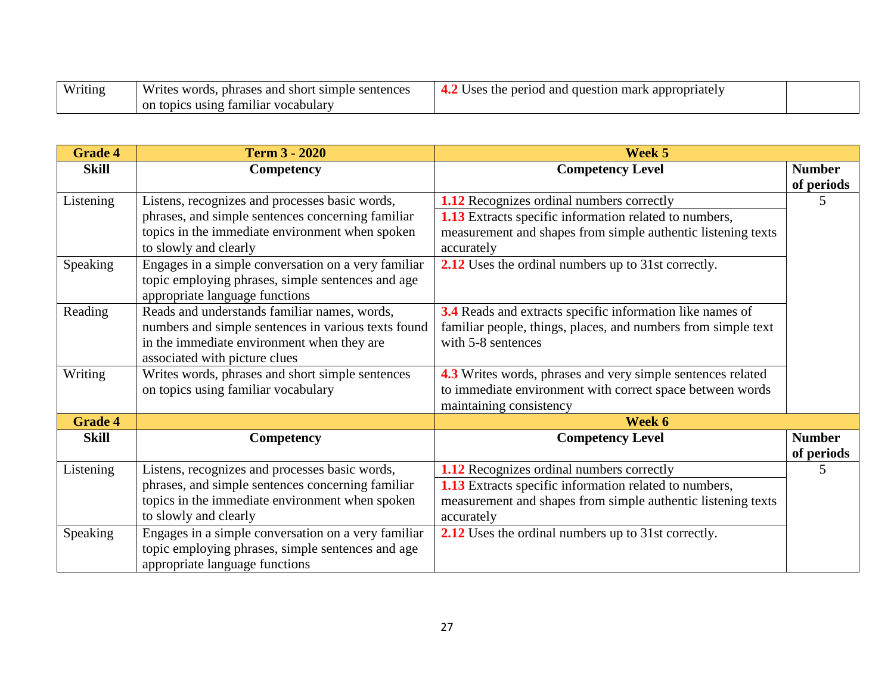| Writing | Writes words, phrases and short simple sentences on topics using familiar vocabulary | 4.2 Uses the period and question mark appropriately | |
|---|---|---|---|

| Grade 4 | Term 3 - 2020 | Week 5 | |
|---|---|---|---|
| **Skill** | **Competency** | **Competency Level** | **Number of periods** |
| Listening | Listens, recognizes and processes basic words, phrases, and simple sentences concerning familiar topics in the immediate environment when spoken to slowly and clearly | 1.12 Recognizes ordinal numbers correctly | 5 |
| | | 1.13 Extracts specific information related to numbers, measurement and shapes from simple authentic listening texts accurately | |
| Speaking | Engages in a simple conversation on a very familiar topic employing phrases, simple sentences and age appropriate language functions | 2.12 Uses the ordinal numbers up to 31st correctly. | |
| Reading | Reads and understands familiar names, words, numbers and simple sentences in various texts found in the immediate environment when they are associated with picture clues | 3.4 Reads and extracts specific information like names of familiar people, things, places, and numbers from simple text with 5-8 sentences | |
| Writing | Writes words, phrases and short simple sentences on topics using familiar vocabulary | 4.3 Writes words, phrases and very simple sentences related to immediate environment with correct space between words maintaining consistency | |
| **Grade 4** | | **Week 6** | |
| **Skill** | **Competency** | **Competency Level** | **Number of periods** |
| Listening | Listens, recognizes and processes basic words, phrases, and simple sentences concerning familiar topics in the immediate environment when spoken to slowly and clearly | 1.12 Recognizes ordinal numbers correctly | 5 |
| | | 1.13 Extracts specific information related to numbers, measurement and shapes from simple authentic listening texts accurately | |
| Speaking | Engages in a simple conversation on a very familiar topic employing phrases, simple sentences and age appropriate language functions | 2.12 Uses the ordinal numbers up to 31st correctly. | |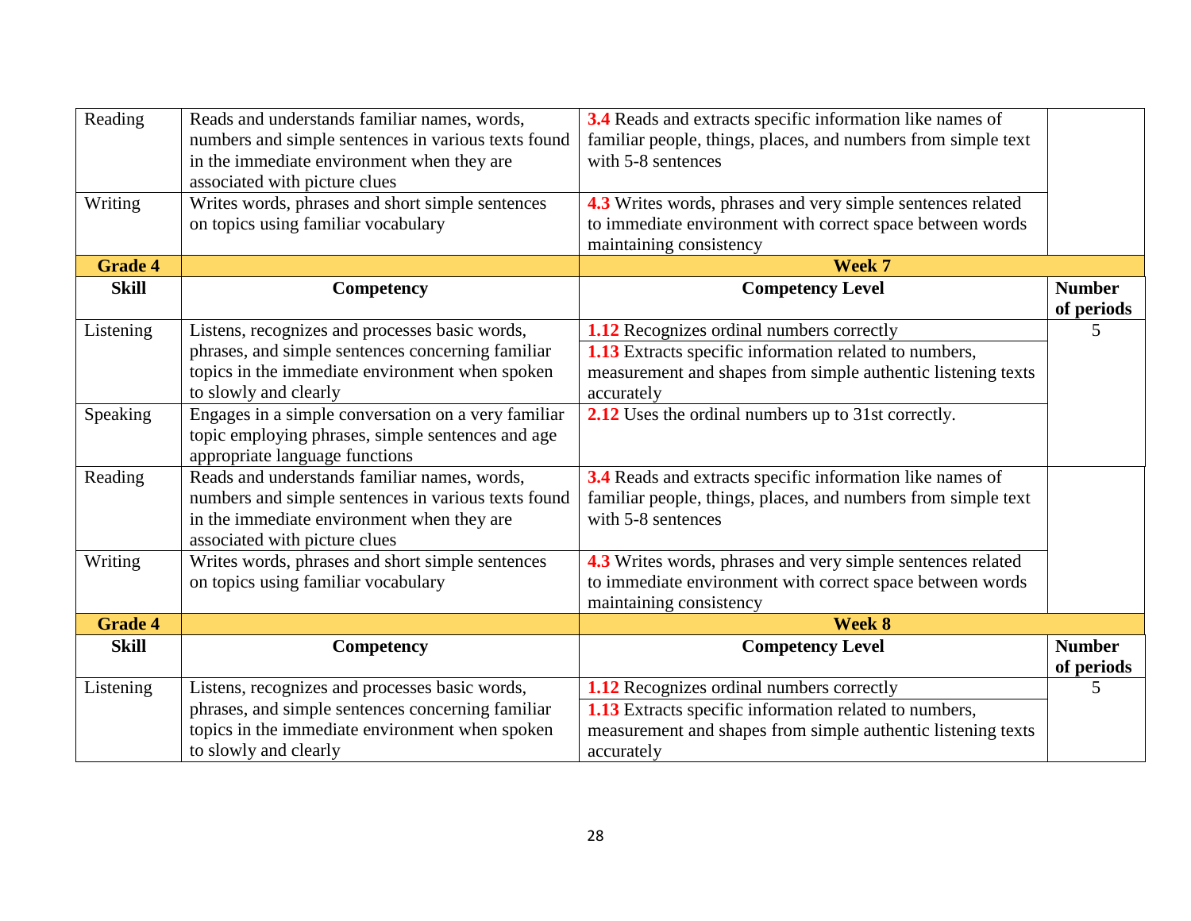| Skill | Competency | Competency Level | Number of periods |
|---|---|---|---|
| Reading | Reads and understands familiar names, words, numbers and simple sentences in various texts found in the immediate environment when they are associated with picture clues | **3.4** Reads and extracts specific information like names of familiar people, things, places, and numbers from simple text with 5-8 sentences | |
| Writing | Writes words, phrases and short simple sentences on topics using familiar vocabulary | **4.3** Writes words, phrases and very simple sentences related to immediate environment with correct space between words maintaining consistency | |
| **Grade 4** | | **Week 7** | |
| **Skill** | **Competency** | **Competency Level** | **Number of periods** |
| Listening | Listens, recognizes and processes basic words, phrases, and simple sentences concerning familiar topics in the immediate environment when spoken to slowly and clearly | **1.12** Recognizes ordinal numbers correctly<br>**1.13** Extracts specific information related to numbers, measurement and shapes from simple authentic listening texts accurately | 5 |
| Speaking | Engages in a simple conversation on a very familiar topic employing phrases, simple sentences and age appropriate language functions | **2.12** Uses the ordinal numbers up to 31st correctly. | |
| Reading | Reads and understands familiar names, words, numbers and simple sentences in various texts found in the immediate environment when they are associated with picture clues | **3.4** Reads and extracts specific information like names of familiar people, things, places, and numbers from simple text with 5-8 sentences | |
| Writing | Writes words, phrases and short simple sentences on topics using familiar vocabulary | **4.3** Writes words, phrases and very simple sentences related to immediate environment with correct space between words maintaining consistency | |
| **Grade 4** | | **Week 8** | |
| **Skill** | **Competency** | **Competency Level** | **Number of periods** |
| Listening | Listens, recognizes and processes basic words, phrases, and simple sentences concerning familiar topics in the immediate environment when spoken to slowly and clearly | **1.12** Recognizes ordinal numbers correctly<br>**1.13** Extracts specific information related to numbers, measurement and shapes from simple authentic listening texts accurately | 5 |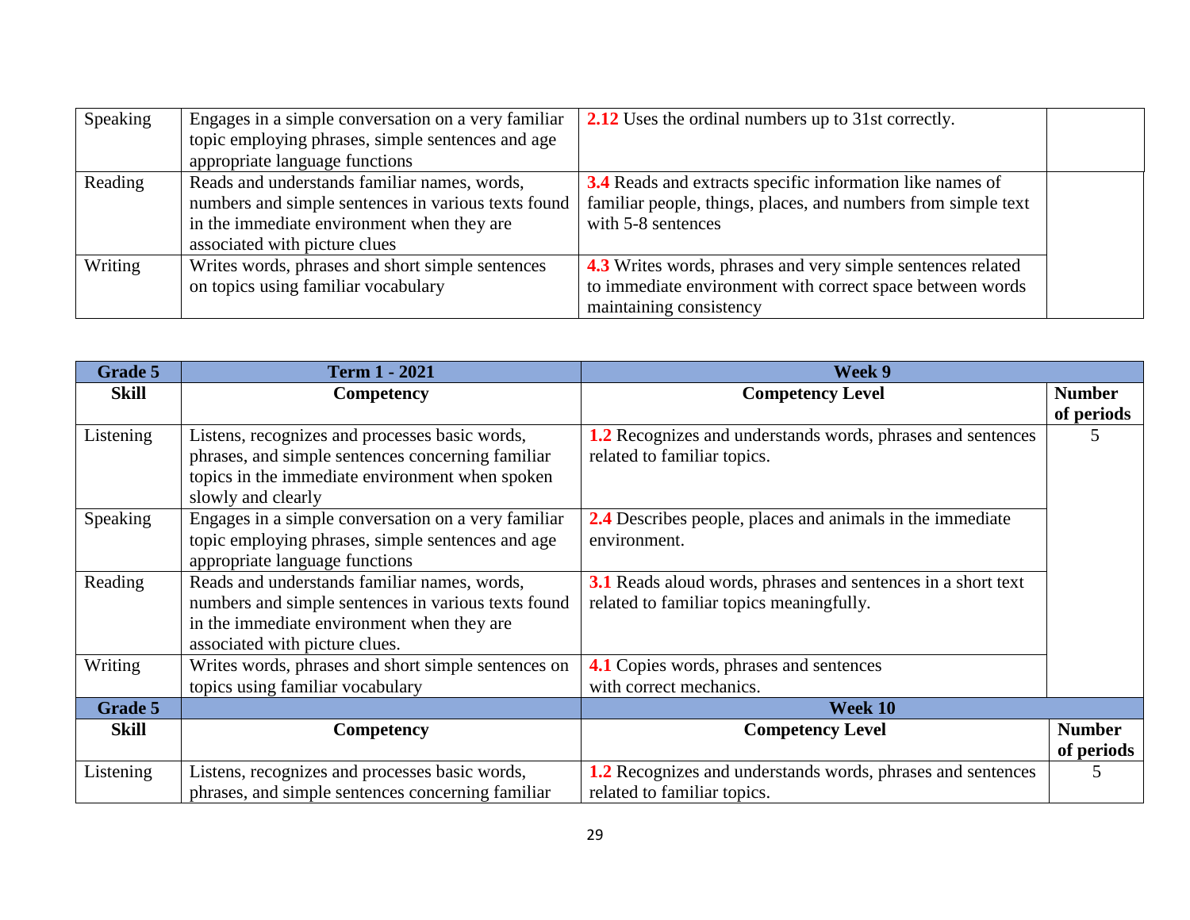| Speaking | Engages in a simple conversation on a very familiar topic employing phrases, simple sentences and age appropriate language functions | **2.12** Uses the ordinal numbers up to 31st correctly. | |
|---|---|---|---|
| Reading | Reads and understands familiar names, words, numbers and simple sentences in various texts found in the immediate environment when they are associated with picture clues | **3.4** Reads and extracts specific information like names of familiar people, things, places, and numbers from simple text with 5-8 sentences | |
| Writing | Writes words, phrases and short simple sentences on topics using familiar vocabulary | **4.3** Writes words, phrases and very simple sentences related to immediate environment with correct space between words maintaining consistency | |

| Grade 5 | Term 1 - 2021 | Week 9 | |
|---|---|---|---|
| **Skill** | **Competency** | **Competency Level** | **Number of periods** |
| Listening | Listens, recognizes and processes basic words, phrases, and simple sentences concerning familiar topics in the immediate environment when spoken slowly and clearly | **1.2** Recognizes and understands words, phrases and sentences related to familiar topics. | 5 |
| Speaking | Engages in a simple conversation on a very familiar topic employing phrases, simple sentences and age appropriate language functions | **2.4** Describes people, places and animals in the immediate environment. | |
| Reading | Reads and understands familiar names, words, numbers and simple sentences in various texts found in the immediate environment when they are associated with picture clues. | **3.1** Reads aloud words, phrases and sentences in a short text related to familiar topics meaningfully. | |
| Writing | Writes words, phrases and short simple sentences on topics using familiar vocabulary | **4.1** Copies words, phrases and sentences with correct mechanics. | |
| **Grade 5** | | **Week 10** | |
| **Skill** | **Competency** | **Competency Level** | **Number of periods** |
| Listening | Listens, recognizes and processes basic words, phrases, and simple sentences concerning familiar | **1.2** Recognizes and understands words, phrases and sentences related to familiar topics. | 5 |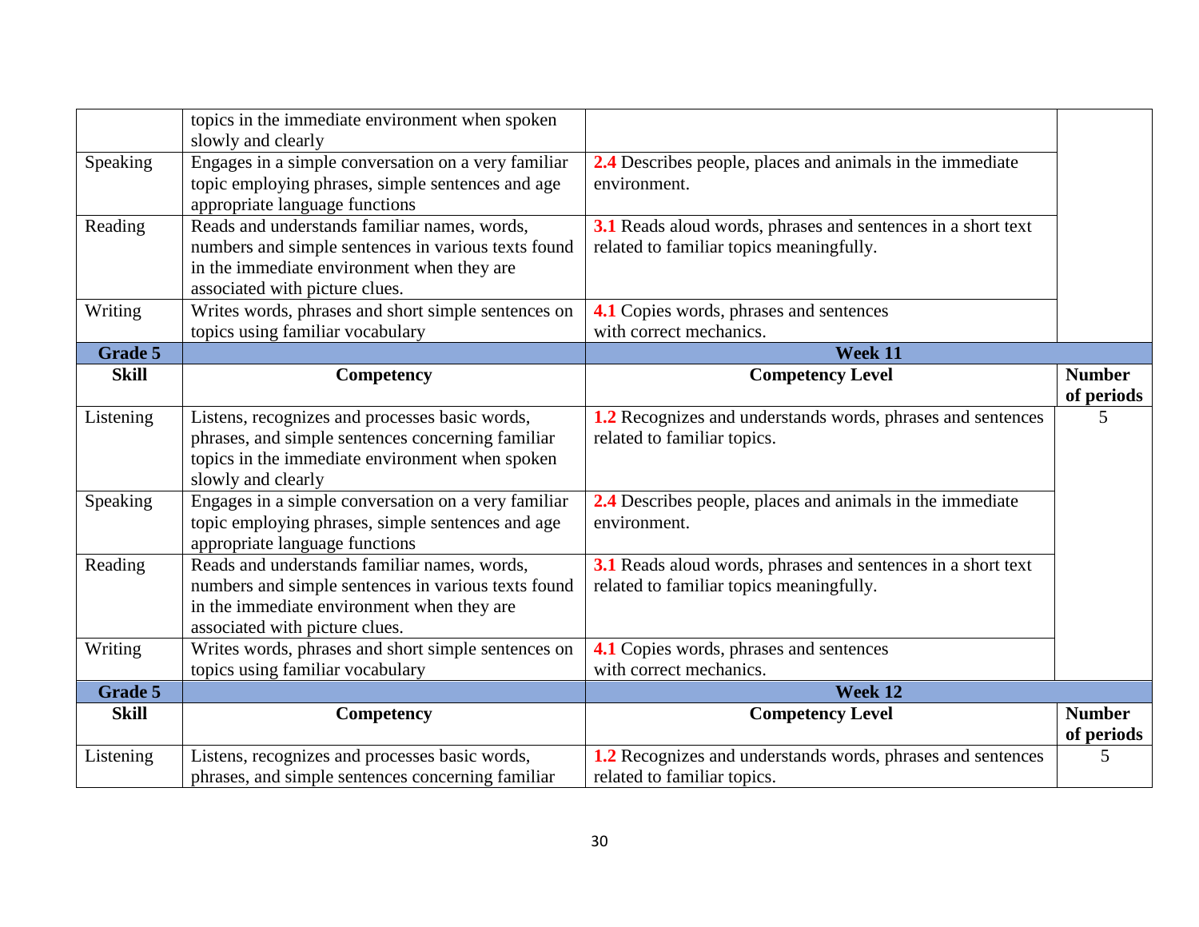| | | | |
|---|---|---|---|
| | topics in the immediate environment when spoken slowly and clearly | | |
| Speaking | Engages in a simple conversation on a very familiar topic employing phrases, simple sentences and age appropriate language functions | **2.4** Describes people, places and animals in the immediate environment. | |
| Reading | Reads and understands familiar names, words, numbers and simple sentences in various texts found in the immediate environment when they are associated with picture clues. | **3.1** Reads aloud words, phrases and sentences in a short text related to familiar topics meaningfully. | |
| Writing | Writes words, phrases and short simple sentences on topics using familiar vocabulary | **4.1** Copies words, phrases and sentences with correct mechanics. | |
| **Grade 5** | | **Week 11** | |
| **Skill** | **Competency** | **Competency Level** | **Number of periods** |
| Listening | Listens, recognizes and processes basic words, phrases, and simple sentences concerning familiar topics in the immediate environment when spoken slowly and clearly | **1.2** Recognizes and understands words, phrases and sentences related to familiar topics. | 5 |
| Speaking | Engages in a simple conversation on a very familiar topic employing phrases, simple sentences and age appropriate language functions | **2.4** Describes people, places and animals in the immediate environment. | |
| Reading | Reads and understands familiar names, words, numbers and simple sentences in various texts found in the immediate environment when they are associated with picture clues. | **3.1** Reads aloud words, phrases and sentences in a short text related to familiar topics meaningfully. | |
| Writing | Writes words, phrases and short simple sentences on topics using familiar vocabulary | **4.1** Copies words, phrases and sentences with correct mechanics. | |
| **Grade 5** | | **Week 12** | |
| **Skill** | **Competency** | **Competency Level** | **Number of periods** |
| Listening | Listens, recognizes and processes basic words, phrases, and simple sentences concerning familiar | **1.2** Recognizes and understands words, phrases and sentences related to familiar topics. | 5 |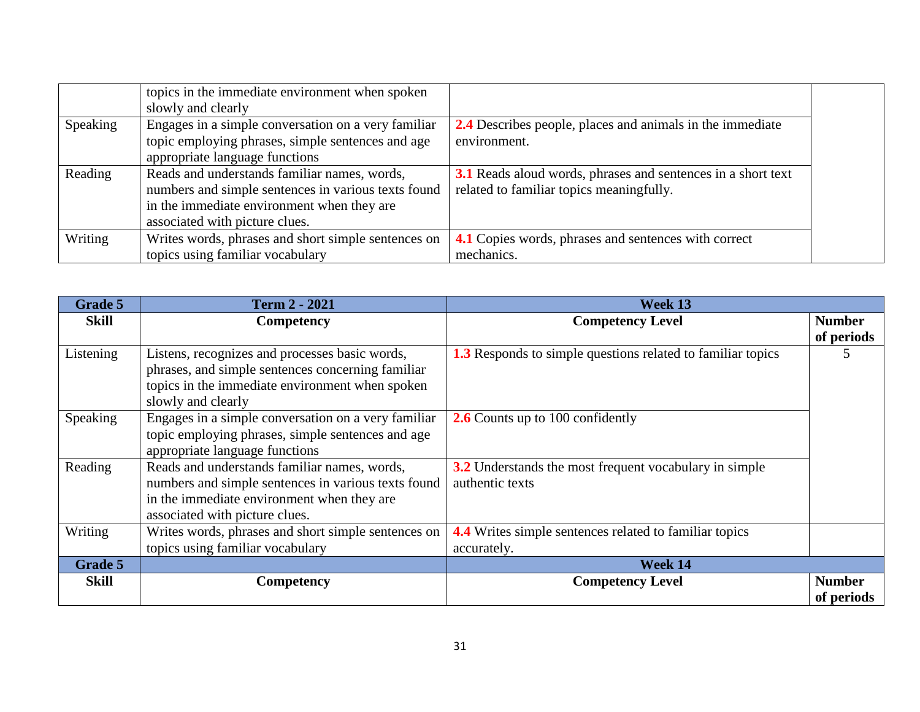| | | | |
|---|---|---|---|
| | topics in the immediate environment when spoken slowly and clearly | | |
| Speaking | Engages in a simple conversation on a very familiar topic employing phrases, simple sentences and age appropriate language functions | **2.4** Describes people, places and animals in the immediate environment. | |
| Reading | Reads and understands familiar names, words, numbers and simple sentences in various texts found in the immediate environment when they are associated with picture clues. | **3.1** Reads aloud words, phrases and sentences in a short text related to familiar topics meaningfully. | |
| Writing | Writes words, phrases and short simple sentences on topics using familiar vocabulary | **4.1** Copies words, phrases and sentences with correct mechanics. | |

| Grade 5 | Term 2 - 2021 | Week 13 | |
|---|---|---|---|
| **Skill** | **Competency** | **Competency Level** | **Number of periods** |
| Listening | Listens, recognizes and processes basic words, phrases, and simple sentences concerning familiar topics in the immediate environment when spoken slowly and clearly | **1.3** Responds to simple questions related to familiar topics | 5 |
| Speaking | Engages in a simple conversation on a very familiar topic employing phrases, simple sentences and age appropriate language functions | **2.6** Counts up to 100 confidently | |
| Reading | Reads and understands familiar names, words, numbers and simple sentences in various texts found in the immediate environment when they are associated with picture clues. | **3.2** Understands the most frequent vocabulary in simple authentic texts | |
| Writing | Writes words, phrases and short simple sentences on topics using familiar vocabulary | **4.4** Writes simple sentences related to familiar topics accurately. | |
| **Grade 5** | | **Week 14** | |
| **Skill** | **Competency** | **Competency Level** | **Number of periods** |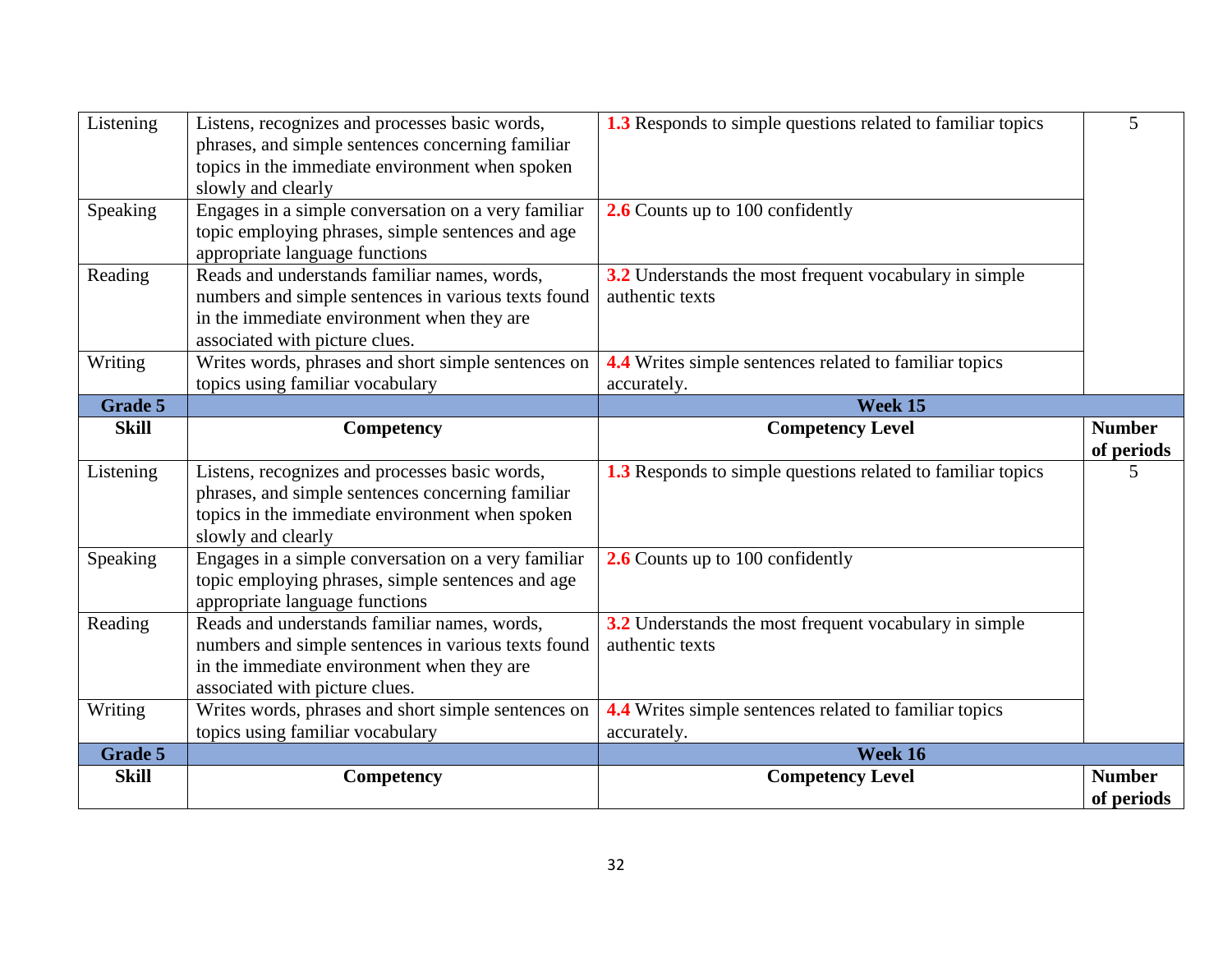| Skill | Competency | Competency Level | Number of periods |
|---|---|---|---|
| Listening | Listens, recognizes and processes basic words, phrases, and simple sentences concerning familiar topics in the immediate environment when spoken slowly and clearly | **1.3** Responds to simple questions related to familiar topics | 5 |
| Speaking | Engages in a simple conversation on a very familiar topic employing phrases, simple sentences and age appropriate language functions | **2.6** Counts up to 100 confidently | |
| Reading | Reads and understands familiar names, words, numbers and simple sentences in various texts found in the immediate environment when they are associated with picture clues. | **3.2** Understands the most frequent vocabulary in simple authentic texts | |
| Writing | Writes words, phrases and short simple sentences on topics using familiar vocabulary | **4.4** Writes simple sentences related to familiar topics accurately. | |
| **Grade 5** | | **Week 15** | |
| **Skill** | **Competency** | **Competency Level** | **Number of periods** |
| Listening | Listens, recognizes and processes basic words, phrases, and simple sentences concerning familiar topics in the immediate environment when spoken slowly and clearly | **1.3** Responds to simple questions related to familiar topics | 5 |
| Speaking | Engages in a simple conversation on a very familiar topic employing phrases, simple sentences and age appropriate language functions | **2.6** Counts up to 100 confidently | |
| Reading | Reads and understands familiar names, words, numbers and simple sentences in various texts found in the immediate environment when they are associated with picture clues. | **3.2** Understands the most frequent vocabulary in simple authentic texts | |
| Writing | Writes words, phrases and short simple sentences on topics using familiar vocabulary | **4.4** Writes simple sentences related to familiar topics accurately. | |
| **Grade 5** | | **Week 16** | |
| **Skill** | **Competency** | **Competency Level** | **Number of periods** |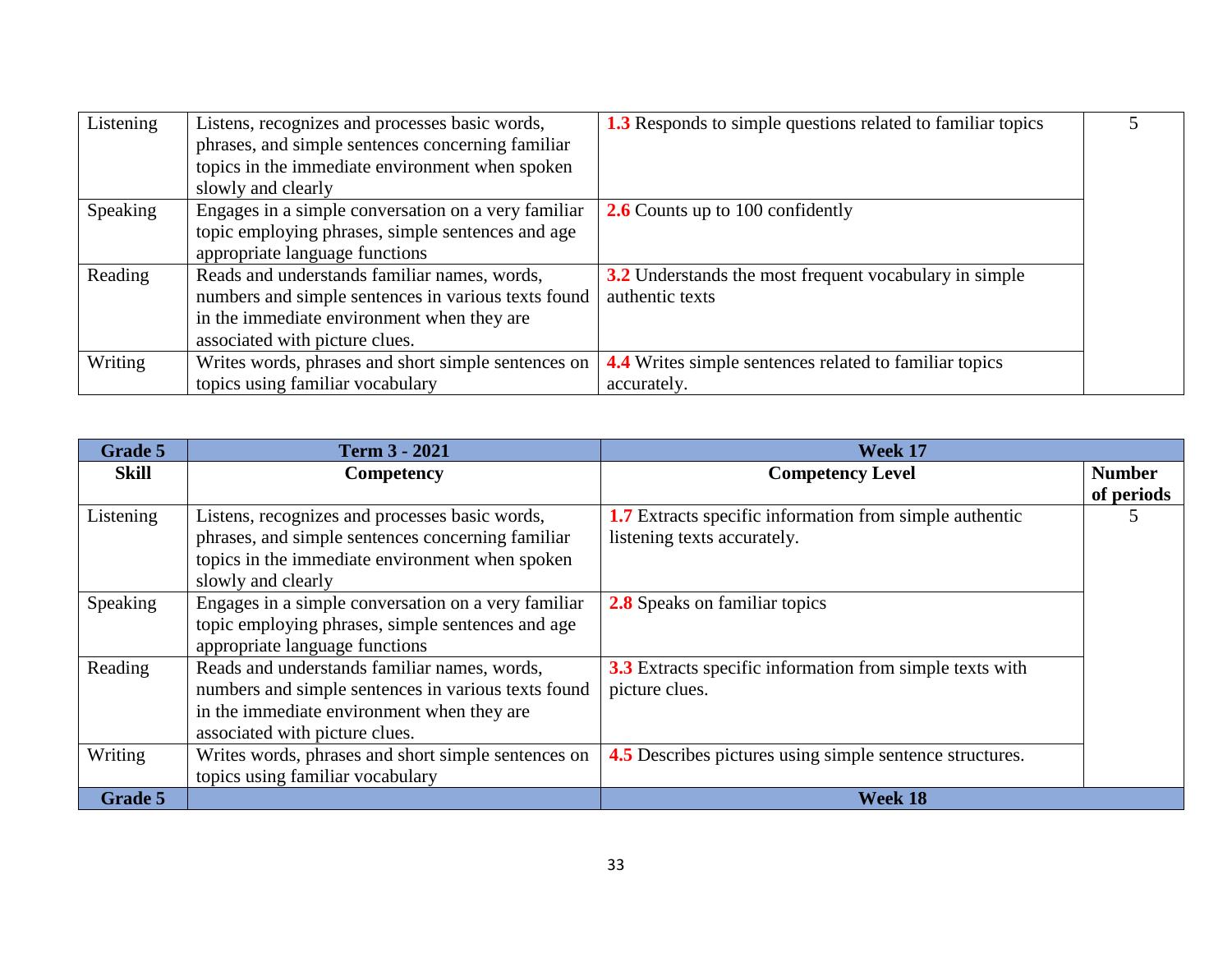| Listening | Listens, recognizes and processes basic words, phrases, and simple sentences concerning familiar topics in the immediate environment when spoken slowly and clearly | **1.3** Responds to simple questions related to familiar topics | 5 |
|---|---|---|---|
| Speaking | Engages in a simple conversation on a very familiar topic employing phrases, simple sentences and age appropriate language functions | **2.6** Counts up to 100 confidently | |
| Reading | Reads and understands familiar names, words, numbers and simple sentences in various texts found in the immediate environment when they are associated with picture clues. | **3.2** Understands the most frequent vocabulary in simple authentic texts | |
| Writing | Writes words, phrases and short simple sentences on topics using familiar vocabulary | **4.4** Writes simple sentences related to familiar topics accurately. | |

| **Grade 5** | **Term 3 - 2021** | **Week 17** | |
|---|---|---|---|
| **Skill** | **Competency** | **Competency Level** | **Number of periods** |
| Listening | Listens, recognizes and processes basic words, phrases, and simple sentences concerning familiar topics in the immediate environment when spoken slowly and clearly | **1.7** Extracts specific information from simple authentic listening texts accurately. | 5 |
| Speaking | Engages in a simple conversation on a very familiar topic employing phrases, simple sentences and age appropriate language functions | **2.8** Speaks on familiar topics | |
| Reading | Reads and understands familiar names, words, numbers and simple sentences in various texts found in the immediate environment when they are associated with picture clues. | **3.3** Extracts specific information from simple texts with picture clues. | |
| Writing | Writes words, phrases and short simple sentences on topics using familiar vocabulary | **4.5** Describes pictures using simple sentence structures. | |
| **Grade 5** | | **Week 18** | |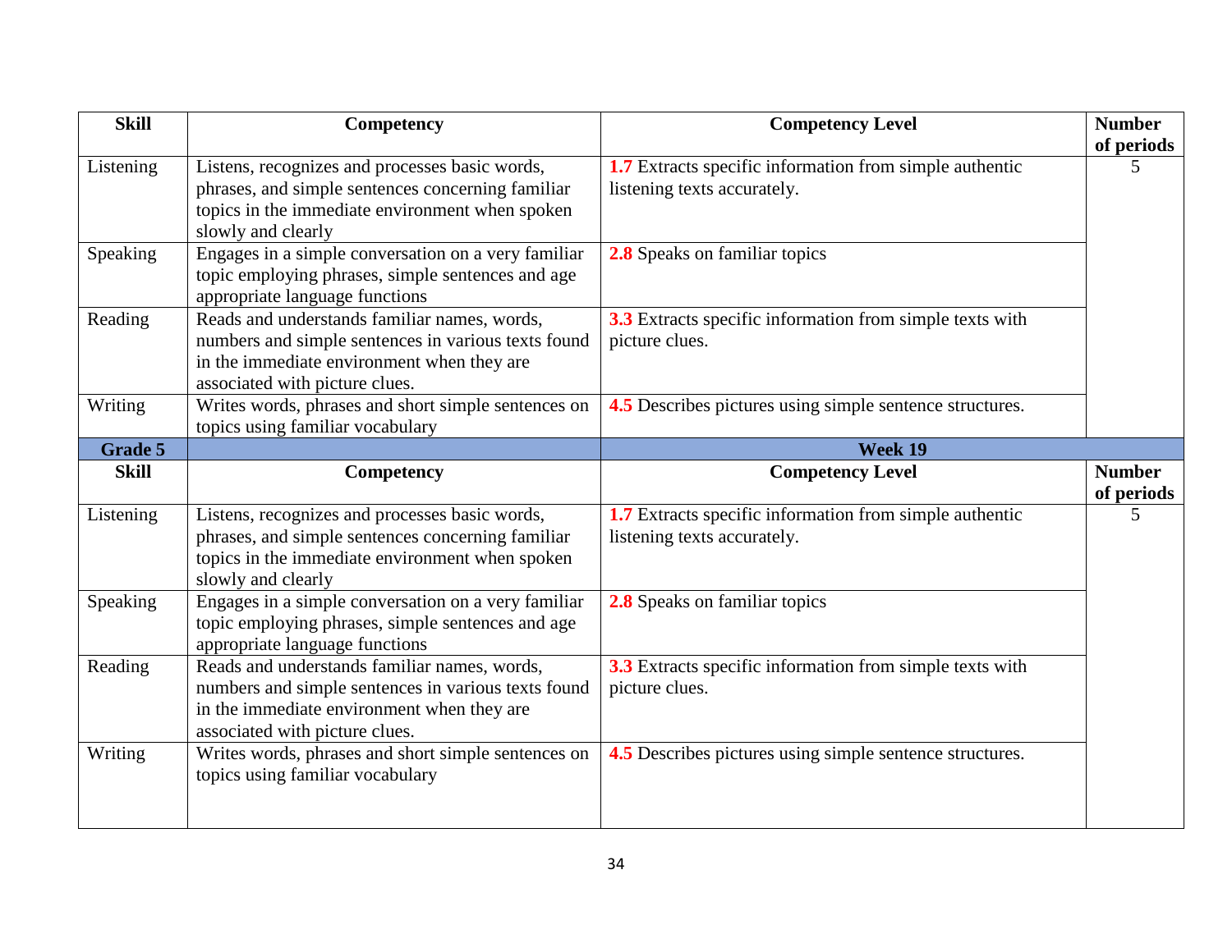| Skill | Competency | Competency Level | Number of periods |
|---|---|---|---|
| Listening | Listens, recognizes and processes basic words, phrases, and simple sentences concerning familiar topics in the immediate environment when spoken slowly and clearly | **1.7** Extracts specific information from simple authentic listening texts accurately. | 5 |
| Speaking | Engages in a simple conversation on a very familiar topic employing phrases, simple sentences and age appropriate language functions | **2.8** Speaks on familiar topics | |
| Reading | Reads and understands familiar names, words, numbers and simple sentences in various texts found in the immediate environment when they are associated with picture clues. | **3.3** Extracts specific information from simple texts with picture clues. | |
| Writing | Writes words, phrases and short simple sentences on topics using familiar vocabulary | **4.5** Describes pictures using simple sentence structures. | |

| **Grade 5** | | **Week 19** | |
|---|---|---|---|
| **Skill** | **Competency** | **Competency Level** | **Number of periods** |
| Listening | Listens, recognizes and processes basic words, phrases, and simple sentences concerning familiar topics in the immediate environment when spoken slowly and clearly | **1.7** Extracts specific information from simple authentic listening texts accurately. | 5 |
| Speaking | Engages in a simple conversation on a very familiar topic employing phrases, simple sentences and age appropriate language functions | **2.8** Speaks on familiar topics | |
| Reading | Reads and understands familiar names, words, numbers and simple sentences in various texts found in the immediate environment when they are associated with picture clues. | **3.3** Extracts specific information from simple texts with picture clues. | |
| Writing | Writes words, phrases and short simple sentences on topics using familiar vocabulary | **4.5** Describes pictures using simple sentence structures. | |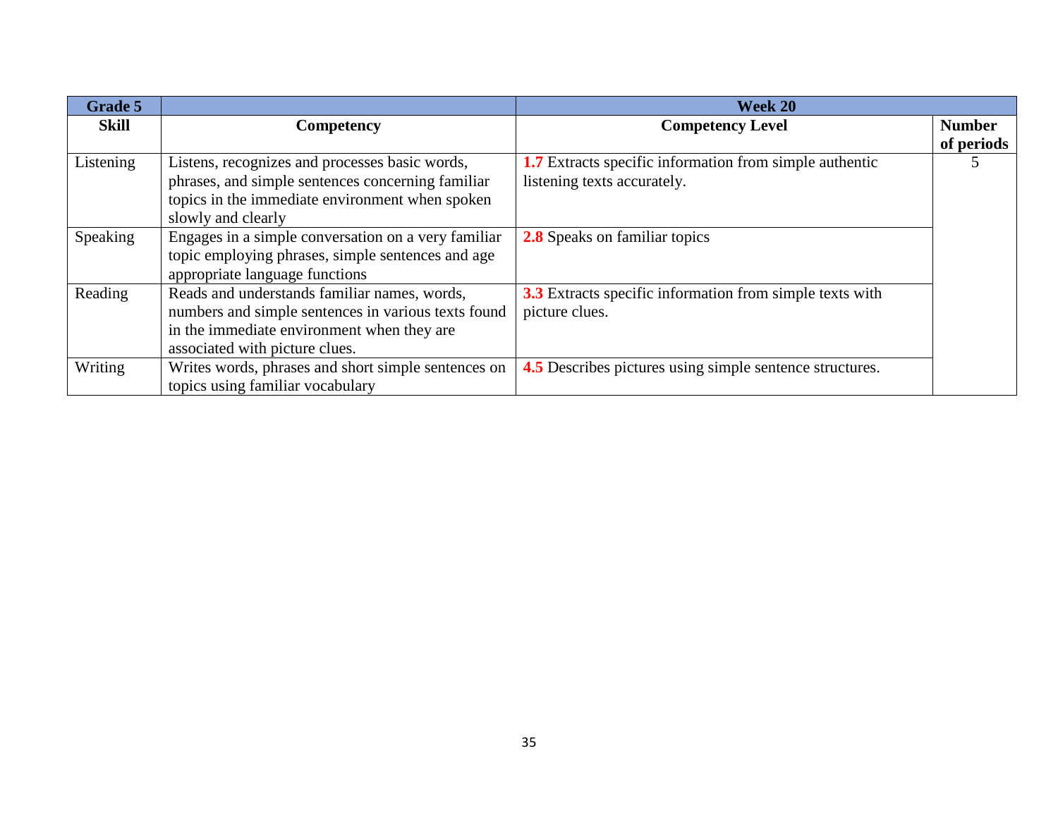| Grade 5 | | Week 20 | |
| --- | --- | --- | --- |
| **Skill** | **Competency** | **Competency Level** | **Number of periods** |
| Listening | Listens, recognizes and processes basic words, phrases, and simple sentences concerning familiar topics in the immediate environment when spoken slowly and clearly | **1.7** Extracts specific information from simple authentic listening texts accurately. | 5 |
| Speaking | Engages in a simple conversation on a very familiar topic employing phrases, simple sentences and age appropriate language functions | **2.8** Speaks on familiar topics | |
| Reading | Reads and understands familiar names, words, numbers and simple sentences in various texts found in the immediate environment when they are associated with picture clues. | **3.3** Extracts specific information from simple texts with picture clues. | |
| Writing | Writes words, phrases and short simple sentences on topics using familiar vocabulary | **4.5** Describes pictures using simple sentence structures. | |